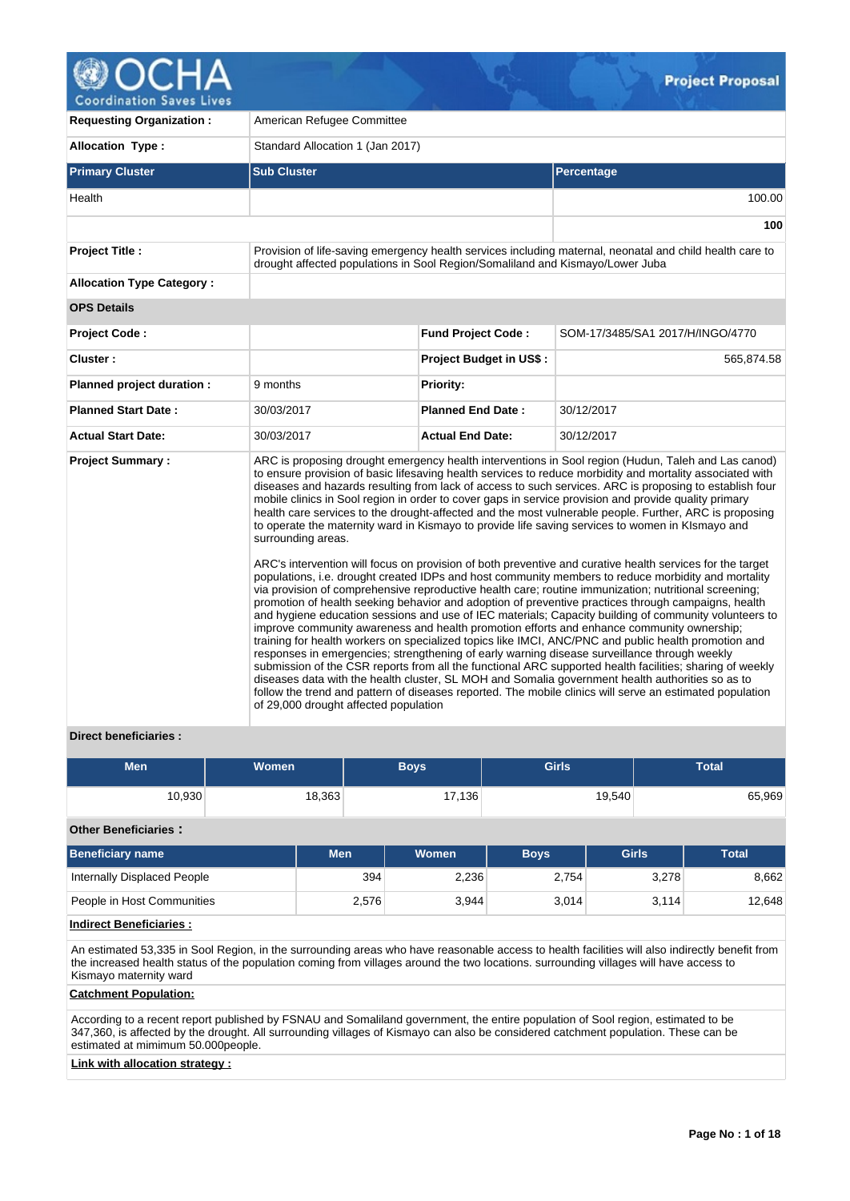# Project Proposal

| | | | |
|---|---|---|---|
| **Requesting Organization :** | American Refugee Committee | | |
| **Allocation Type :** | Standard Allocation 1 (Jan 2017) | | |

| Primary Cluster | Sub Cluster | Percentage |
|---|---|---|
| Health | | 100.00 |
| | | **100** |

| | | | |
|---|---|---|---|
| **Project Title :** | Provision of life-saving emergency health services including maternal, neonatal and child health care to drought affected populations in Sool Region/Somaliland and Kismayo/Lower Juba | | |
| **Allocation Type Category :** | | | |
| **OPS Details** | | | |
| **Project Code :** | | **Fund Project Code :** | SOM-17/3485/SA1 2017/H/INGO/4770 |
| **Cluster :** | | **Project Budget in US$ :** | 565,874.58 |
| **Planned project duration :** | 9 months | **Priority:** | |
| **Planned Start Date :** | 30/03/2017 | **Planned End Date :** | 30/12/2017 |
| **Actual Start Date:** | 30/03/2017 | **Actual End Date:** | 30/12/2017 |

**Project Summary :**

ARC is proposing drought emergency health interventions in Sool region (Hudun, Taleh and Las canod) to ensure provision of basic lifesaving health services to reduce morbidity and mortality associated with diseases and hazards resulting from lack of access to such services. ARC is proposing to establish four mobile clinics in Sool region in order to cover gaps in service provision and provide quality primary health care services to the drought-affected and the most vulnerable people. Further, ARC is proposing to operate the maternity ward in Kismayo to provide life saving services to women in KIsmayo and surrounding areas.

ARC's intervention will focus on provision of both preventive and curative health services for the target populations, i.e. drought created IDPs and host community members to reduce morbidity and mortality via provision of comprehensive reproductive health care; routine immunization; nutritional screening; promotion of health seeking behavior and adoption of preventive practices through campaigns, health and hygiene education sessions and use of IEC materials; Capacity building of community volunteers to improve community awareness and health promotion efforts and enhance community ownership; training for health workers on specialized topics like IMCI, ANC/PNC and public health promotion and responses in emergencies; strengthening of early warning disease surveillance through weekly submission of the CSR reports from all the functional ARC supported health facilities; sharing of weekly diseases data with the health cluster, SL MOH and Somalia government health authorities so as to follow the trend and pattern of diseases reported. The mobile clinics will serve an estimated population of 29,000 drought affected population

**Direct beneficiaries :**

| Men | Women | Boys | Girls | Total |
|---|---|---|---|---|
| 10,930 | 18,363 | 17,136 | 19,540 | 65,969 |

**Other Beneficiaries :**

| Beneficiary name | Men | Women | Boys | Girls | Total |
|---|---|---|---|---|---|
| Internally Displaced People | 394 | 2,236 | 2,754 | 3,278 | 8,662 |
| People in Host Communities | 2,576 | 3,944 | 3,014 | 3,114 | 12,648 |

**Indirect Beneficiaries :**

An estimated 53,335 in Sool Region, in the surrounding areas who have reasonable access to health facilities will also indirectly benefit from the increased health status of the population coming from villages around the two locations. surrounding villages will have access to Kismayo maternity ward

**Catchment Population:**

According to a recent report published by FSNAU and Somaliland government, the entire population of Sool region, estimated to be 347,360, is affected by the drought. All surrounding villages of Kismayo can also be considered catchment population. These can be estimated at mimimum 50.000people.

**Link with allocation strategy :**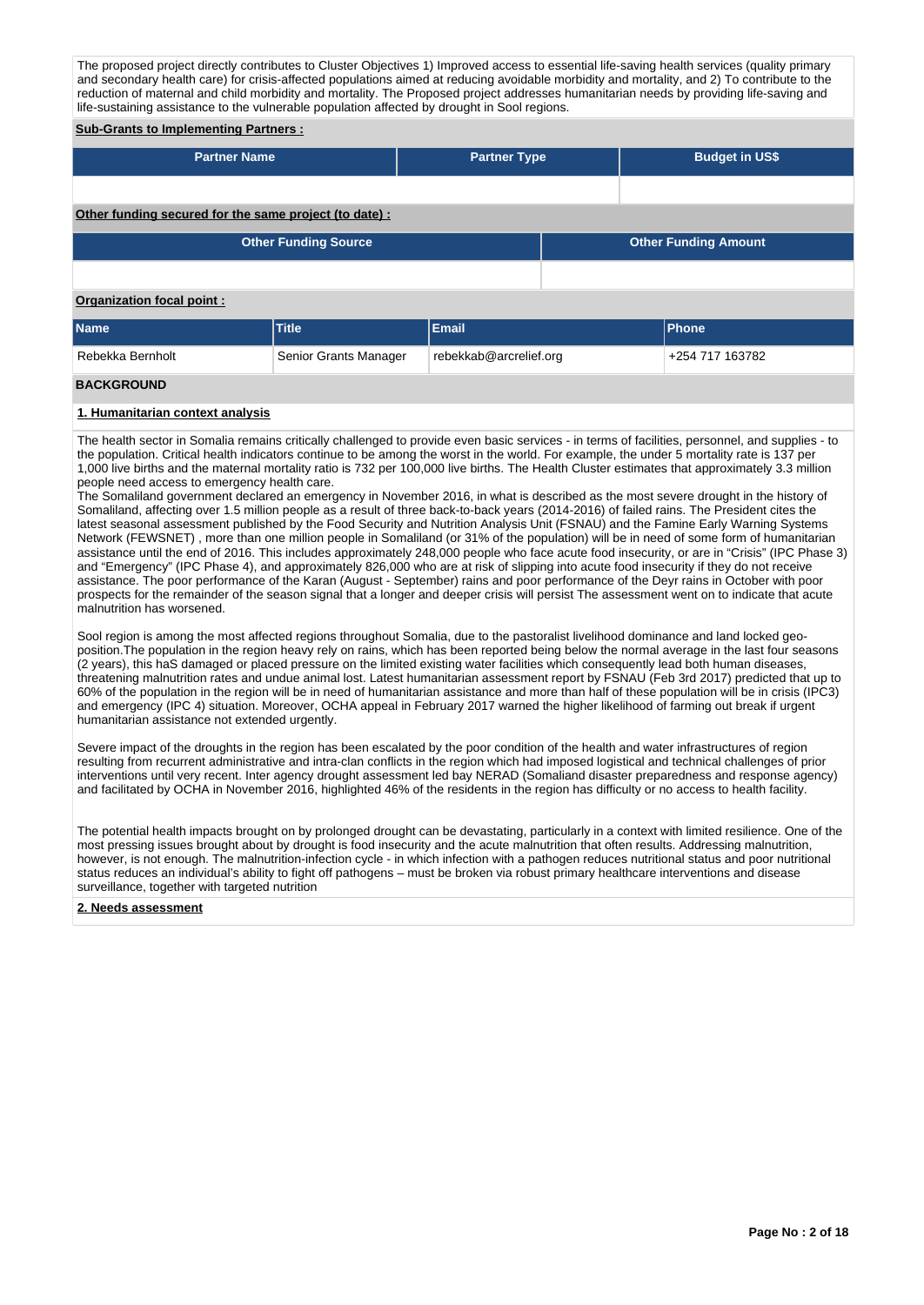The proposed project directly contributes to Cluster Objectives 1) Improved access to essential life-saving health services (quality primary and secondary health care) for crisis-affected populations aimed at reducing avoidable morbidity and mortality, and 2) To contribute to the reduction of maternal and child morbidity and mortality. The Proposed project addresses humanitarian needs by providing life-saving and life-sustaining assistance to the vulnerable population affected by drought in Sool regions.

**Sub-Grants to Implementing Partners :**

| Partner Name | Partner Type | Budget in US$ |
|---|---|---|
| | | |

**Other funding secured for the same project (to date) :**

| Other Funding Source | Other Funding Amount |
|---|---|
| | |

**Organization focal point :**

| Name | Title | Email | Phone |
|---|---|---|---|
| Rebekka Bernholt | Senior Grants Manager | rebekkab@arcrelief.org | +254 717 163782 |

## BACKGROUND

### 1. Humanitarian context analysis

The health sector in Somalia remains critically challenged to provide even basic services - in terms of facilities, personnel, and supplies - to the population. Critical health indicators continue to be among the worst in the world. For example, the under 5 mortality rate is 137 per 1,000 live births and the maternal mortality ratio is 732 per 100,000 live births. The Health Cluster estimates that approximately 3.3 million people need access to emergency health care.
The Somaliland government declared an emergency in November 2016, in what is described as the most severe drought in the history of Somaliland, affecting over 1.5 million people as a result of three back-to-back years (2014-2016) of failed rains. The President cites the latest seasonal assessment published by the Food Security and Nutrition Analysis Unit (FSNAU) and the Famine Early Warning Systems Network (FEWSNET) , more than one million people in Somaliland (or 31% of the population) will be in need of some form of humanitarian assistance until the end of 2016. This includes approximately 248,000 people who face acute food insecurity, or are in "Crisis" (IPC Phase 3) and "Emergency" (IPC Phase 4), and approximately 826,000 who are at risk of slipping into acute food insecurity if they do not receive assistance. The poor performance of the Karan (August - September) rains and poor performance of the Deyr rains in October with poor prospects for the remainder of the season signal that a longer and deeper crisis will persist The assessment went on to indicate that acute malnutrition has worsened.

Sool region is among the most affected regions throughout Somalia, due to the pastoralist livelihood dominance and land locked geo-position.The population in the region heavy rely on rains, which has been reported being below the normal average in the last four seasons (2 years), this haS damaged or placed pressure on the limited existing water facilities which consequently lead both human diseases, threatening malnutrition rates and undue animal lost. Latest humanitarian assessment report by FSNAU (Feb 3rd 2017) predicted that up to 60% of the population in the region will be in need of humanitarian assistance and more than half of these population will be in crisis (IPC3) and emergency (IPC 4) situation. Moreover, OCHA appeal in February 2017 warned the higher likelihood of farming out break if urgent humanitarian assistance not extended urgently.

Severe impact of the droughts in the region has been escalated by the poor condition of the health and water infrastructures of region resulting from recurrent administrative and intra-clan conflicts in the region which had imposed logistical and technical challenges of prior interventions until very recent. Inter agency drought assessment led bay NERAD (Somaliand disaster preparedness and response agency) and facilitated by OCHA in November 2016, highlighted 46% of the residents in the region has difficulty or no access to health facility.

The potential health impacts brought on by prolonged drought can be devastating, particularly in a context with limited resilience. One of the most pressing issues brought about by drought is food insecurity and the acute malnutrition that often results. Addressing malnutrition, however, is not enough. The malnutrition-infection cycle - in which infection with a pathogen reduces nutritional status and poor nutritional status reduces an individual's ability to fight off pathogens – must be broken via robust primary healthcare interventions and disease surveillance, together with targeted nutrition

### 2. Needs assessment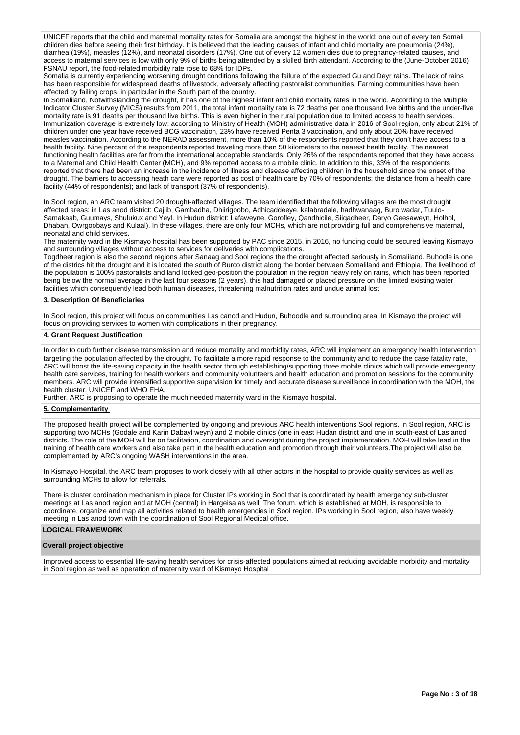UNICEF reports that the child and maternal mortality rates for Somalia are amongst the highest in the world; one out of every ten Somali children dies before seeing their first birthday. It is believed that the leading causes of infant and child mortality are pneumonia (24%), diarrhea (19%), measles (12%), and neonatal disorders (17%). One out of every 12 women dies due to pregnancy-related causes, and access to maternal services is low with only 9% of births being attended by a skilled birth attendant. According to the (June-October 2016) FSNAU report, the food-related morbidity rate rose to 68% for IDPs.
Somalia is currently experiencing worsening drought conditions following the failure of the expected Gu and Deyr rains. The lack of rains has been responsible for widespread deaths of livestock, adversely affecting pastoralist communities. Farming communities have been affected by failing crops, in particular in the South part of the country.
In Somaliland, Notwithstanding the drought, it has one of the highest infant and child mortality rates in the world. According to the Multiple Indicator Cluster Survey (MICS) results from 2011, the total infant mortality rate is 72 deaths per one thousand live births and the under-five mortality rate is 91 deaths per thousand live births. This is even higher in the rural population due to limited access to health services. Immunization coverage is extremely low; according to Ministry of Health (MOH) administrative data in 2016 of Sool region, only about 21% of children under one year have received BCG vaccination, 23% have received Penta 3 vaccination, and only about 20% have received measles vaccination. According to the NERAD assessment, more than 10% of the respondents reported that they don't have access to a health facility. Nine percent of the respondents reported traveling more than 50 kilometers to the nearest health facility. The nearest functioning health facilities are far from the international acceptable standards. Only 26% of the respondents reported that they have access to a Maternal and Child Health Center (MCH), and 9% reported access to a mobile clinic. In addition to this, 33% of the respondents reported that there had been an increase in the incidence of illness and disease affecting children in the household since the onset of the drought. The barriers to accessing heath care were reported as cost of health care by 70% of respondents; the distance from a health care facility (44% of respondents); and lack of transport (37% of respondents).

In Sool region, an ARC team visited 20 drought-affected villages. The team identified that the following villages are the most drought affected areas: in Las anod district: Cajiib, Gambadha, Dhiirigoobo, Adhicaddeeye, kalabradale, hadhwanaag, Buro wadar, Tuulo-Samakaab, Guumays, Shulukux and Yeyl. In Hudun district: Lafaweyne, Gorofley, Qandhicile, Siigadheer, Daryo Geesaweyn, Holhol, Dhaban, Owrgoobays and Kulaal). In these villages, there are only four MCHs, which are not providing full and comprehensive maternal, neonatal and child services.
The maternity ward in the Kismayo hospital has been supported by PAC since 2015. in 2016, no funding could be secured leaving Kismayo and surrounding villages without access to services for deliveries with complications.
Togdheer region is also the second regions after Sanaag and Sool regions the the drought affected seriously in Somaliland. Buhodle is one of the districs hit the drought and it is located the south of Burco district along the border between Somaliland and Ethiopia. The livelihood of the population is 100% pastoralists and land locked geo-position the population in the region heavy rely on rains, which has been reported being below the normal average in the last four seasons (2 years), this had damaged or placed pressure on the limited existing water facilities which consequently lead both human diseases, threatening malnutrition rates and undue animal lost

**3. Description Of Beneficiaries**

In Sool region, this project will focus on communities Las canod and Hudun, Buhoodle and surrounding area. In Kismayo the project will focus on providing services to women with complications in their pregnancy.

**4. Grant Request Justification**

In order to curb further disease transmission and reduce mortality and morbidity rates, ARC will implement an emergency health intervention targeting the population affected by the drought. To facilitate a more rapid response to the community and to reduce the case fatality rate, ARC will boost the life-saving capacity in the health sector through establishing/supporting three mobile clinics which will provide emergency health care services, training for health workers and community volunteers and health education and promotion sessions for the community members. ARC will provide intensified supportive supervision for timely and accurate disease surveillance in coordination with the MOH, the health cluster, UNICEF and WHO EHA.
Further, ARC is proposing to operate the much needed maternity ward in the Kismayo hospital.

**5. Complementarity**

The proposed health project will be complemented by ongoing and previous ARC health interventions Sool regions. In Sool region, ARC is supporting two MCHs (Godale and Karin Dabayl weyn) and 2 mobile clinics (one in east Hudan district and one in south-east of Las anod districts. The role of the MOH will be on facilitation, coordination and oversight during the project implementation. MOH will take lead in the training of health care workers and also take part in the health education and promotion through their volunteers.The project will also be complemented by ARC's ongoing WASH interventions in the area.

In Kismayo Hospital, the ARC team proposes to work closely with all other actors in the hospital to provide quality services as well as surrounding MCHs to allow for referrals.

There is cluster cordination mechanism in place for Cluster IPs working in Sool that is coordinated by health emergency sub-cluster meetings at Las anod region and at MOH (central) in Hargeisa as well. The forum, which is established at MOH, is responsible to coordinate, organize and map all activities related to health emergencies in Sool region. IPs working in Sool region, also have weekly meeting in Las anod town with the coordination of Sool Regional Medical office.

**LOGICAL FRAMEWORK**

**Overall project objective**

Improved access to essential life-saving health services for crisis-affected populations aimed at reducing avoidable morbidity and mortality in Sool region as well as operation of maternity ward of Kismayo Hospital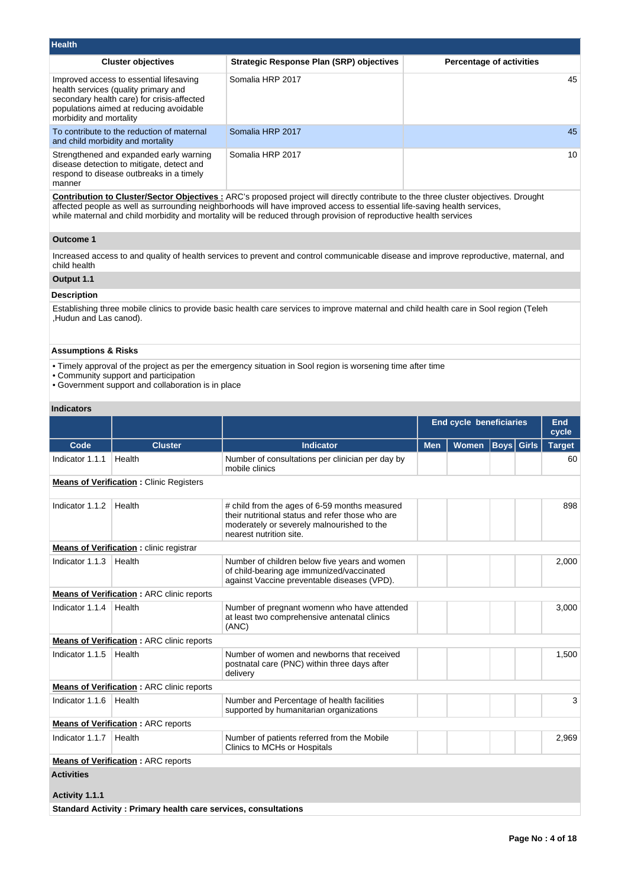## Health

| Cluster objectives | Strategic Response Plan (SRP) objectives | Percentage of activities |
|---|---|---|
| Improved access to essential lifesaving health services (quality primary and secondary health care) for crisis-affected populations aimed at reducing avoidable morbidity and mortality | Somalia HRP 2017 | 45 |
| To contribute to the reduction of maternal and child morbidity and mortality | Somalia HRP 2017 | 45 |
| Strengthened and expanded early warning disease detection to mitigate, detect and respond to disease outbreaks in a timely manner | Somalia HRP 2017 | 10 |

**Contribution to Cluster/Sector Objectives :** ARC's proposed project will directly contribute to the three cluster objectives. Drought affected people as well as surrounding neighborhoods will have improved access to essential life-saving health services, while maternal and child morbidity and mortality will be reduced through provision of reproductive health services

### Outcome 1

Increased access to and quality of health services to prevent and control communicable disease and improve reproductive, maternal, and child health

### Output 1.1

**Description**

Establishing three mobile clinics to provide basic health care services to improve maternal and child health care in Sool region (Teleh ,Hudun and Las canod).

**Assumptions & Risks**

• Timely approval of the project as per the emergency situation in Sool region is worsening time after time
• Community support and participation
• Government support and collaboration is in place

**Indicators**

| | | | End cycle beneficiaries | | | | End cycle |
|---|---|---|---|---|---|---|---|
| Code | Cluster | Indicator | Men | Women | Boys | Girls | Target |
| Indicator 1.1.1 | Health | Number of consultations per clinician per day by mobile clinics | | | | | 60 |
| **Means of Verification :** Clinic Registers | | | | | | | |
| Indicator 1.1.2 | Health | # child from the ages of 6-59 months measured their nutritional status and refer those who are moderately or severely malnourished to the nearest nutrition site. | | | | | 898 |
| **Means of Verification :** clinic registrar | | | | | | | |
| Indicator 1.1.3 | Health | Number of children below five years and women of child-bearing age immunized/vaccinated against Vaccine preventable diseases (VPD). | | | | | 2,000 |
| **Means of Verification :** ARC clinic reports | | | | | | | |
| Indicator 1.1.4 | Health | Number of pregnant womenn who have attended at least two comprehensive antenatal clinics (ANC) | | | | | 3,000 |
| **Means of Verification :** ARC clinic reports | | | | | | | |
| Indicator 1.1.5 | Health | Number of women and newborns that received postnatal care (PNC) within three days after delivery | | | | | 1,500 |
| **Means of Verification :** ARC clinic reports | | | | | | | |
| Indicator 1.1.6 | Health | Number and Percentage of health facilities supported by humanitarian organizations | | | | | 3 |
| **Means of Verification :** ARC reports | | | | | | | |
| Indicator 1.1.7 | Health | Number of patients referred from the Mobile Clinics to MCHs or Hospitals | | | | | 2,969 |
| **Means of Verification :** ARC reports | | | | | | | |

### Activities

**Activity 1.1.1**

**Standard Activity : Primary health care services, consultations**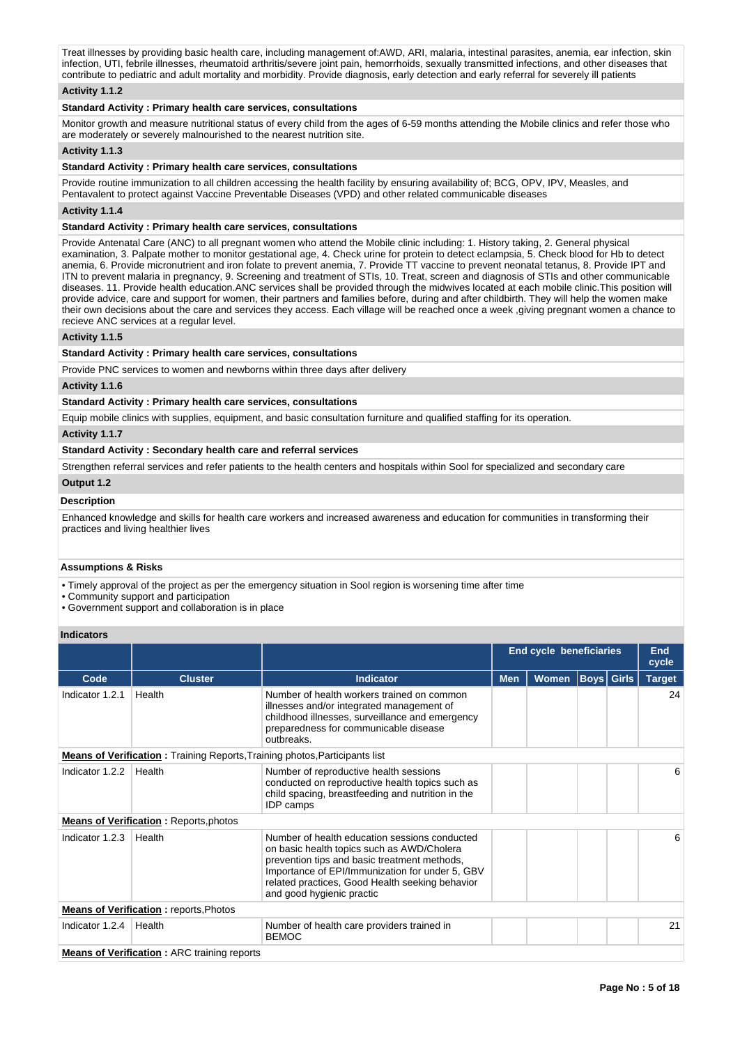Treat illnesses by providing basic health care, including management of:AWD, ARI, malaria, intestinal parasites, anemia, ear infection, skin infection, UTI, febrile illnesses, rheumatoid arthritis/severe joint pain, hemorrhoids, sexually transmitted infections, and other diseases that contribute to pediatric and adult mortality and morbidity. Provide diagnosis, early detection and early referral for severely ill patients

**Activity 1.1.2**

**Standard Activity : Primary health care services, consultations**

Monitor growth and measure nutritional status of every child from the ages of 6-59 months attending the Mobile clinics and refer those who are moderately or severely malnourished to the nearest nutrition site.

**Activity 1.1.3**

**Standard Activity : Primary health care services, consultations**

Provide routine immunization to all children accessing the health facility by ensuring availability of; BCG, OPV, IPV, Measles, and Pentavalent to protect against Vaccine Preventable Diseases (VPD) and other related communicable diseases

**Activity 1.1.4**

**Standard Activity : Primary health care services, consultations**

Provide Antenatal Care (ANC) to all pregnant women who attend the Mobile clinic including: 1. History taking, 2. General physical examination, 3. Palpate mother to monitor gestational age, 4. Check urine for protein to detect eclampsia, 5. Check blood for Hb to detect anemia, 6. Provide micronutrient and iron folate to prevent anemia, 7. Provide TT vaccine to prevent neonatal tetanus, 8. Provide IPT and ITN to prevent malaria in pregnancy, 9. Screening and treatment of STIs, 10. Treat, screen and diagnosis of STIs and other communicable diseases. 11. Provide health education.ANC services shall be provided through the midwives located at each mobile clinic.This position will provide advice, care and support for women, their partners and families before, during and after childbirth. They will help the women make their own decisions about the care and services they access. Each village will be reached once a week ,giving pregnant women a chance to recieve ANC services at a regular level.

**Activity 1.1.5**

**Standard Activity : Primary health care services, consultations**

Provide PNC services to women and newborns within three days after delivery

**Activity 1.1.6**

**Standard Activity : Primary health care services, consultations**

Equip mobile clinics with supplies, equipment, and basic consultation furniture and qualified staffing for its operation.

**Activity 1.1.7**

**Standard Activity : Secondary health care and referral services**

Strengthen referral services and refer patients to the health centers and hospitals within Sool for specialized and secondary care

**Output 1.2**

**Description**

Enhanced knowledge and skills for health care workers and increased awareness and education for communities in transforming their practices and living healthier lives

**Assumptions & Risks**

- Timely approval of the project as per the emergency situation in Sool region is worsening time after time
- Community support and participation
- Government support and collaboration is in place

**Indicators**

| | | | End cycle beneficiaries | | | | End cycle |
|---|---|---|---|---|---|---|---|
| **Code** | **Cluster** | **Indicator** | **Men** | **Women** | **Boys** | **Girls** | **Target** |
| Indicator 1.2.1 | Health | Number of health workers trained on common illnesses and/or integrated management of childhood illnesses, surveillance and emergency preparedness for communicable disease outbreaks. | | | | | 24 |
| **Means of Verification :** Training Reports,Training photos,Participants list | | | | | | | |
| Indicator 1.2.2 | Health | Number of reproductive health sessions conducted on reproductive health topics such as child spacing, breastfeeding and nutrition in the IDP camps | | | | | 6 |
| **Means of Verification :** Reports,photos | | | | | | | |
| Indicator 1.2.3 | Health | Number of health education sessions conducted on basic health topics such as AWD/Cholera prevention tips and basic treatment methods, Importance of EPI/Immunization for under 5, GBV related practices, Good Health seeking behavior and good hygienic practic | | | | | 6 |
| **Means of Verification :** reports,Photos | | | | | | | |
| Indicator 1.2.4 | Health | Number of health care providers trained in BEMOC | | | | | 21 |
| **Means of Verification :** ARC training reports | | | | | | | |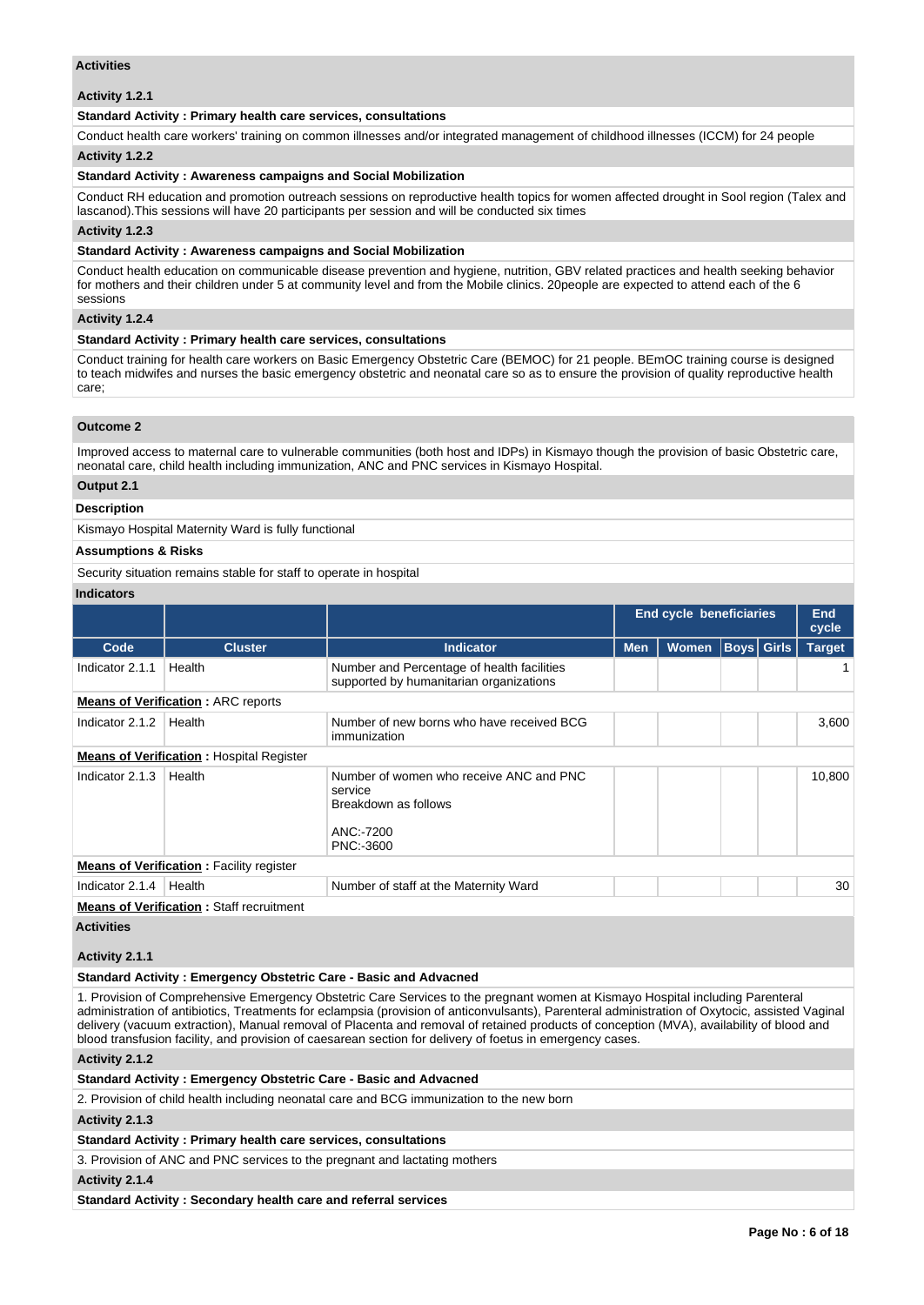**Activities**

**Activity 1.2.1**

**Standard Activity : Primary health care services, consultations**

Conduct health care workers' training on common illnesses and/or integrated management of childhood illnesses (ICCM) for 24 people

**Activity 1.2.2**

**Standard Activity : Awareness campaigns and Social Mobilization**

Conduct RH education and promotion outreach sessions on reproductive health topics for women affected drought in Sool region (Talex and lascanod).This sessions will have 20 participants per session and will be conducted six times

**Activity 1.2.3**

**Standard Activity : Awareness campaigns and Social Mobilization**

Conduct health education on communicable disease prevention and hygiene, nutrition, GBV related practices and health seeking behavior for mothers and their children under 5 at community level and from the Mobile clinics. 20people are expected to attend each of the 6 sessions

**Activity 1.2.4**

**Standard Activity : Primary health care services, consultations**

Conduct training for health care workers on Basic Emergency Obstetric Care (BEMOC) for 21 people. BEmOC training course is designed to teach midwifes and nurses the basic emergency obstetric and neonatal care so as to ensure the provision of quality reproductive health care;

**Outcome 2**

Improved access to maternal care to vulnerable communities (both host and IDPs) in Kismayo though the provision of basic Obstetric care, neonatal care, child health including immunization, ANC and PNC services in Kismayo Hospital.

**Output 2.1**

**Description**

Kismayo Hospital Maternity Ward is fully functional

**Assumptions & Risks**

Security situation remains stable for staff to operate in hospital

**Indicators**

| | | | End cycle beneficiaries | | | | End cycle |
|---|---|---|---|---|---|---|---|
| **Code** | **Cluster** | **Indicator** | **Men** | **Women** | **Boys** | **Girls** | **Target** |
| Indicator 2.1.1 | Health | Number and Percentage of health facilities supported by humanitarian organizations | | | | | 1 |
| **Means of Verification** : ARC reports | | | | | | | |
| Indicator 2.1.2 | Health | Number of new borns who have received BCG immunization | | | | | 3,600 |
| **Means of Verification** : Hospital Register | | | | | | | |
| Indicator 2.1.3 | Health | Number of women who receive ANC and PNC service<br>Breakdown as follows<br><br>ANC:-7200<br>PNC:-3600 | | | | | 10,800 |
| **Means of Verification** : Facility register | | | | | | | |
| Indicator 2.1.4 | Health | Number of staff at the Maternity Ward | | | | | 30 |
| **Means of Verification** : Staff recruitment | | | | | | | |

**Activities**

**Activity 2.1.1**

**Standard Activity : Emergency Obstetric Care - Basic and Advacned**

1. Provision of Comprehensive Emergency Obstetric Care Services to the pregnant women at Kismayo Hospital including Parenteral administration of antibiotics, Treatments for eclampsia (provision of anticonvulsants), Parenteral administration of Oxytocic, assisted Vaginal delivery (vacuum extraction), Manual removal of Placenta and removal of retained products of conception (MVA), availability of blood and blood transfusion facility, and provision of caesarean section for delivery of foetus in emergency cases.

**Activity 2.1.2**

**Standard Activity : Emergency Obstetric Care - Basic and Advacned**

2. Provision of child health including neonatal care and BCG immunization to the new born

**Activity 2.1.3**

**Standard Activity : Primary health care services, consultations**

3. Provision of ANC and PNC services to the pregnant and lactating mothers

**Activity 2.1.4**

**Standard Activity : Secondary health care and referral services**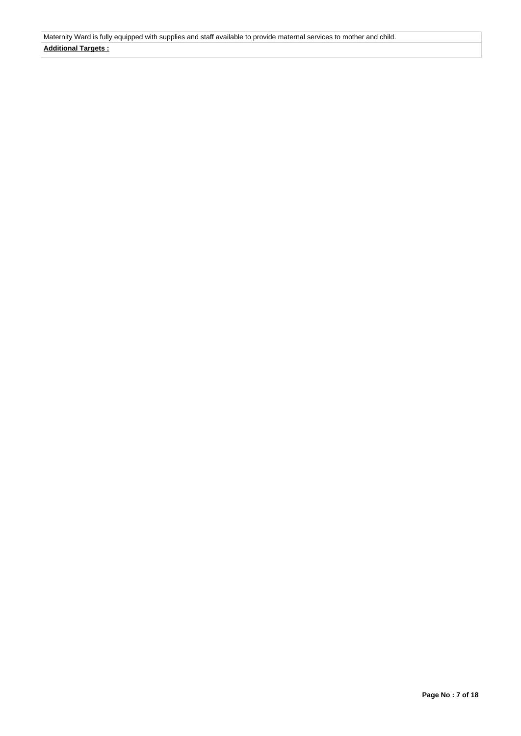| Maternity Ward is fully equipped with supplies and staff available to provide maternal services to mother and child. |
| --- |
| **Additional Targets :** |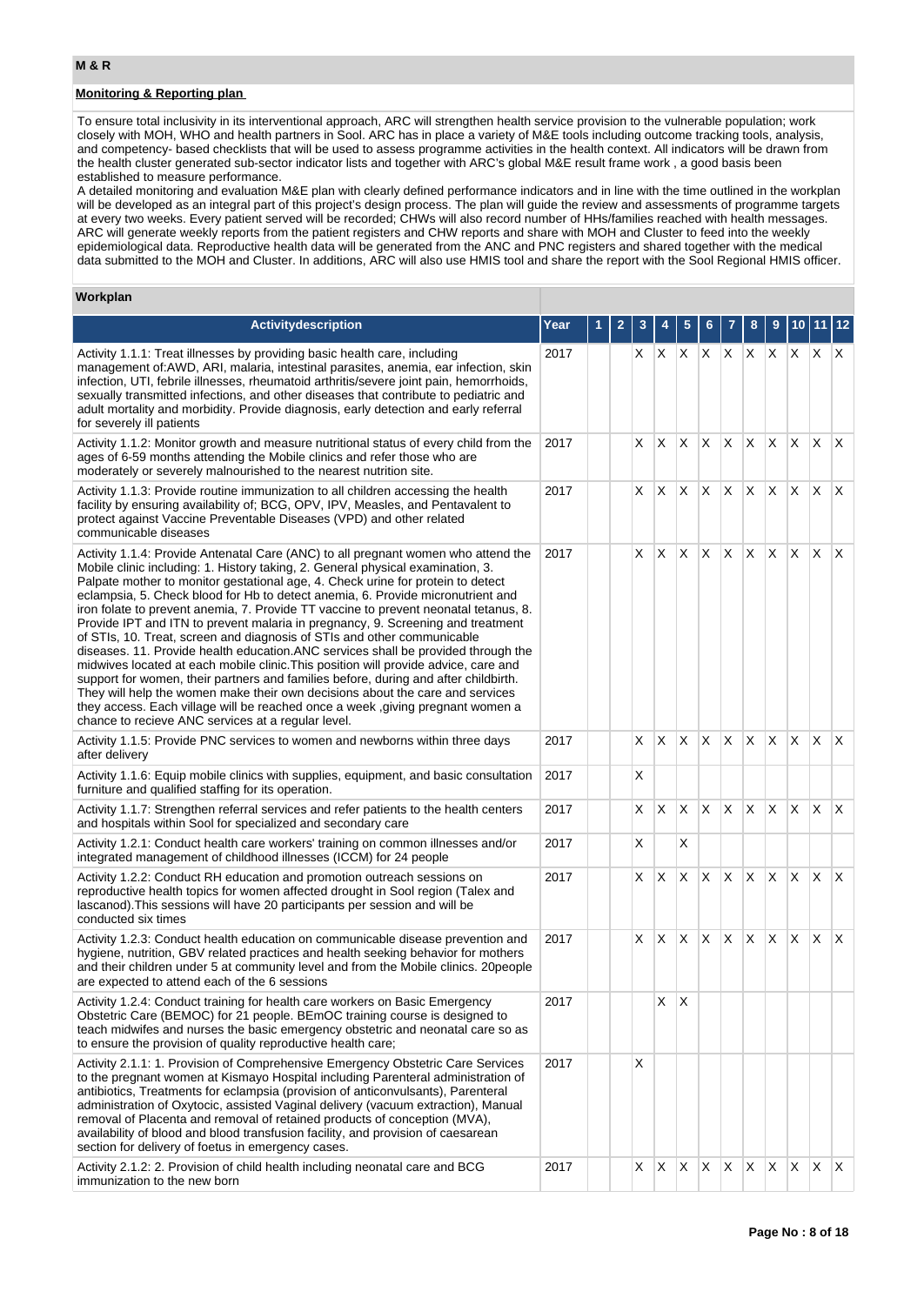**M & R**

**Monitoring & Reporting plan**

To ensure total inclusivity in its interventional approach, ARC will strengthen health service provision to the vulnerable population; work closely with MOH, WHO and health partners in Sool. ARC has in place a variety of M&E tools including outcome tracking tools, analysis, and competency- based checklists that will be used to assess programme activities in the health context. All indicators will be drawn from the health cluster generated sub-sector indicator lists and together with ARC's global M&E result frame work , a good basis been established to measure performance.
A detailed monitoring and evaluation M&E plan with clearly defined performance indicators and in line with the time outlined in the workplan will be developed as an integral part of this project's design process. The plan will guide the review and assessments of programme targets at every two weeks. Every patient served will be recorded; CHWs will also record number of HHs/families reached with health messages. ARC will generate weekly reports from the patient registers and CHW reports and share with MOH and Cluster to feed into the weekly epidemiological data. Reproductive health data will be generated from the ANC and PNC registers and shared together with the medical data submitted to the MOH and Cluster. In additions, ARC will also use HMIS tool and share the report with the Sool Regional HMIS officer.

**Workplan**

| Activitydescription | Year | 1 | 2 | 3 | 4 | 5 | 6 | 7 | 8 | 9 | 10 | 11 | 12 |
|---|---|---|---|---|---|---|---|---|---|---|---|---|---|
| Activity 1.1.1: Treat illnesses by providing basic health care, including management of:AWD, ARI, malaria, intestinal parasites, anemia, ear infection, skin infection, UTI, febrile illnesses, rheumatoid arthritis/severe joint pain, hemorrhoids, sexually transmitted infections, and other diseases that contribute to pediatric and adult mortality and morbidity. Provide diagnosis, early detection and early referral for severely ill patients | 2017 | | | X | X | X | X | X | X | X | X | X | X |
| Activity 1.1.2: Monitor growth and measure nutritional status of every child from the ages of 6-59 months attending the Mobile clinics and refer those who are moderately or severely malnourished to the nearest nutrition site. | 2017 | | | X | X | X | X | X | X | X | X | X | X |
| Activity 1.1.3: Provide routine immunization to all children accessing the health facility by ensuring availability of; BCG, OPV, IPV, Measles, and Pentavalent to protect against Vaccine Preventable Diseases (VPD) and other related communicable diseases | 2017 | | | X | X | X | X | X | X | X | X | X | X |
| Activity 1.1.4: Provide Antenatal Care (ANC) to all pregnant women who attend the Mobile clinic including: 1. History taking, 2. General physical examination, 3. Palpate mother to monitor gestational age, 4. Check urine for protein to detect eclampsia, 5. Check blood for Hb to detect anemia, 6. Provide micronutrient and iron folate to prevent anemia, 7. Provide TT vaccine to prevent neonatal tetanus, 8. Provide IPT and ITN to prevent malaria in pregnancy, 9. Screening and treatment of STIs, 10. Treat, screen and diagnosis of STIs and other communicable diseases. 11. Provide health education.ANC services shall be provided through the midwives located at each mobile clinic.This position will provide advice, care and support for women, their partners and families before, during and after childbirth. They will help the women make their own decisions about the care and services they access. Each village will be reached once a week ,giving pregnant women a chance to recieve ANC services at a regular level. | 2017 | | | X | X | X | X | X | X | X | X | X | X |
| Activity 1.1.5: Provide PNC services to women and newborns within three days after delivery | 2017 | | | X | X | X | X | X | X | X | X | X | X |
| Activity 1.1.6: Equip mobile clinics with supplies, equipment, and basic consultation furniture and qualified staffing for its operation. | 2017 | | | X | | | | | | | | | |
| Activity 1.1.7: Strengthen referral services and refer patients to the health centers and hospitals within Sool for specialized and secondary care | 2017 | | | X | X | X | X | X | X | X | X | X | X |
| Activity 1.2.1: Conduct health care workers' training on common illnesses and/or integrated management of childhood illnesses (ICCM) for 24 people | 2017 | | | X | | X | | | | | | | |
| Activity 1.2.2: Conduct RH education and promotion outreach sessions on reproductive health topics for women affected drought in Sool region (Talex and lascanod).This sessions will have 20 participants per session and will be conducted six times | 2017 | | | X | X | X | X | X | X | X | X | X | X |
| Activity 1.2.3: Conduct health education on communicable disease prevention and hygiene, nutrition, GBV related practices and health seeking behavior for mothers and their children under 5 at community level and from the Mobile clinics. 20people are expected to attend each of the 6 sessions | 2017 | | | X | X | X | X | X | X | X | X | X | X |
| Activity 1.2.4: Conduct training for health care workers on Basic Emergency Obstetric Care (BEMOC) for 21 people. BEmOC training course is designed to teach midwifes and nurses the basic emergency obstetric and neonatal care so as to ensure the provision of quality reproductive health care; | 2017 | | | | X | X | | | | | | | |
| Activity 2.1.1: 1. Provision of Comprehensive Emergency Obstetric Care Services to the pregnant women at Kismayo Hospital including Parenteral administration of antibiotics, Treatments for eclampsia (provision of anticonvulsants), Parenteral administration of Oxytocic, assisted Vaginal delivery (vacuum extraction), Manual removal of Placenta and removal of retained products of conception (MVA), availability of blood and blood transfusion facility, and provision of caesarean section for delivery of foetus in emergency cases. | 2017 | | | X | | | | | | | | | |
| Activity 2.1.2: 2. Provision of child health including neonatal care and BCG immunization to the new born | 2017 | | | X | X | X | X | X | X | X | X | X | X |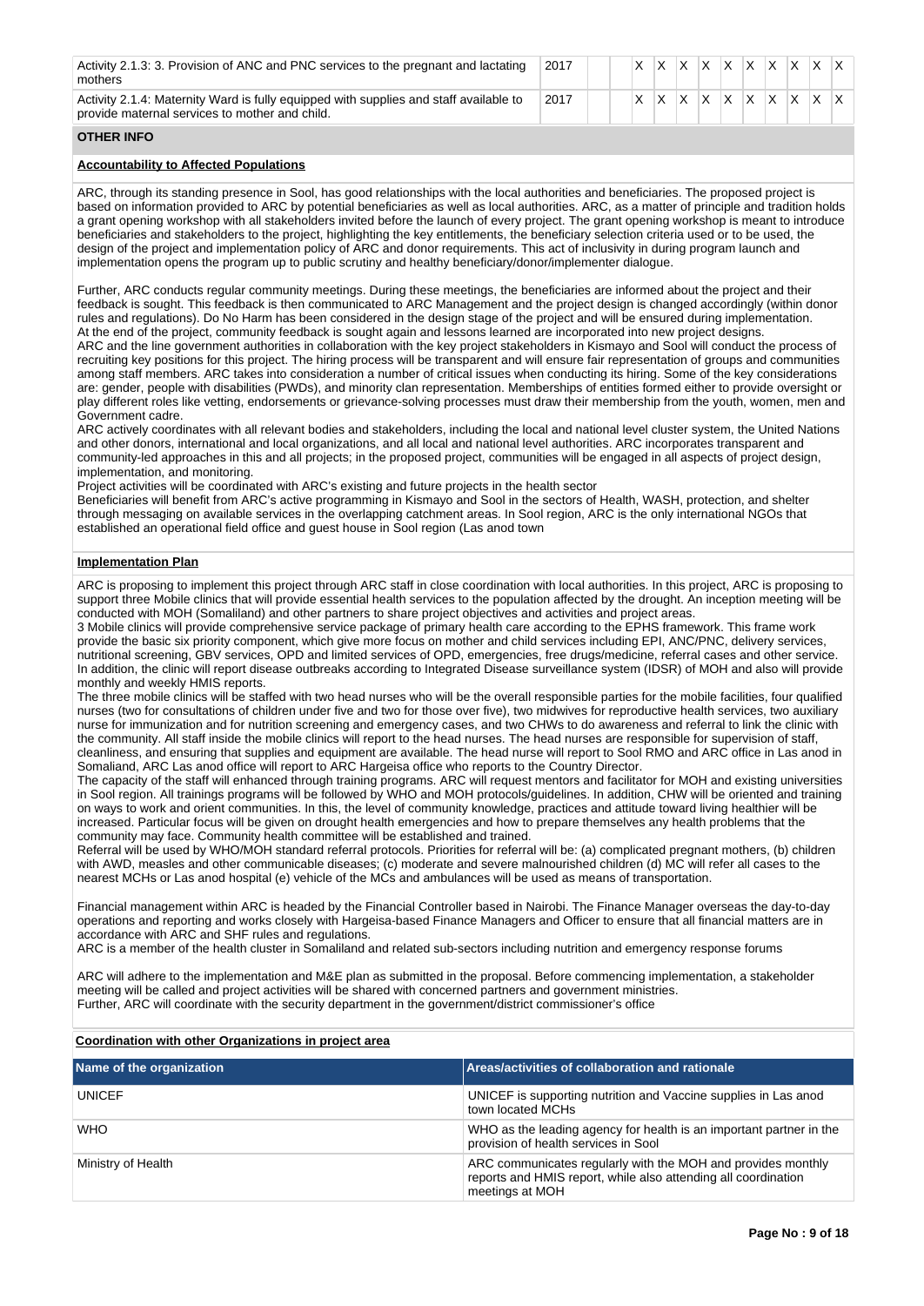| Activity | Year | 1 | 2 | 3 | 4 | 5 | 6 | 7 | 8 | 9 | 10 | 11 | 12 |
|---|---|---|---|---|---|---|---|---|---|---|---|---|---|
| Activity 2.1.3: 3. Provision of ANC and PNC services to the pregnant and lactating mothers | 2017 | | | X | X | X | X | X | X | X | X | X | X |
| Activity 2.1.4: Maternity Ward is fully equipped with supplies and staff available to provide maternal services to mother and child. | 2017 | | | X | X | X | X | X | X | X | X | X | X |

## OTHER INFO

**Accountability to Affected Populations**

ARC, through its standing presence in Sool, has good relationships with the local authorities and beneficiaries. The proposed project is based on information provided to ARC by potential beneficiaries as well as local authorities. ARC, as a matter of principle and tradition holds a grant opening workshop with all stakeholders invited before the launch of every project. The grant opening workshop is meant to introduce beneficiaries and stakeholders to the project, highlighting the key entitlements, the beneficiary selection criteria used or to be used, the design of the project and implementation policy of ARC and donor requirements. This act of inclusivity in during program launch and implementation opens the program up to public scrutiny and healthy beneficiary/donor/implementer dialogue.

Further, ARC conducts regular community meetings. During these meetings, the beneficiaries are informed about the project and their feedback is sought. This feedback is then communicated to ARC Management and the project design is changed accordingly (within donor rules and regulations). Do No Harm has been considered in the design stage of the project and will be ensured during implementation. At the end of the project, community feedback is sought again and lessons learned are incorporated into new project designs.
ARC and the line government authorities in collaboration with the key project stakeholders in Kismayo and Sool will conduct the process of recruiting key positions for this project. The hiring process will be transparent and will ensure fair representation of groups and communities among staff members. ARC takes into consideration a number of critical issues when conducting its hiring. Some of the key considerations are: gender, people with disabilities (PWDs), and minority clan representation. Memberships of entities formed either to provide oversight or play different roles like vetting, endorsements or grievance-solving processes must draw their membership from the youth, women, men and Government cadre.
ARC actively coordinates with all relevant bodies and stakeholders, including the local and national level cluster system, the United Nations and other donors, international and local organizations, and all local and national level authorities. ARC incorporates transparent and community-led approaches in this and all projects; in the proposed project, communities will be engaged in all aspects of project design, implementation, and monitoring.
Project activities will be coordinated with ARC's existing and future projects in the health sector
Beneficiaries will benefit from ARC's active programming in Kismayo and Sool in the sectors of Health, WASH, protection, and shelter through messaging on available services in the overlapping catchment areas. In Sool region, ARC is the only international NGOs that established an operational field office and guest house in Sool region (Las anod town

**Implementation Plan**

ARC is proposing to implement this project through ARC staff in close coordination with local authorities. In this project, ARC is proposing to support three Mobile clinics that will provide essential health services to the population affected by the drought. An inception meeting will be conducted with MOH (Somaliland) and other partners to share project objectives and activities and project areas.
3 Mobile clinics will provide comprehensive service package of primary health care according to the EPHS framework. This frame work provide the basic six priority component, which give more focus on mother and child services including EPI, ANC/PNC, delivery services, nutritional screening, GBV services, OPD and limited services of OPD, emergencies, free drugs/medicine, referral cases and other service. In addition, the clinic will report disease outbreaks according to Integrated Disease surveillance system (IDSR) of MOH and also will provide monthly and weekly HMIS reports.
The three mobile clinics will be staffed with two head nurses who will be the overall responsible parties for the mobile facilities, four qualified nurses (two for consultations of children under five and two for those over five), two midwives for reproductive health services, two auxiliary nurse for immunization and for nutrition screening and emergency cases, and two CHWs to do awareness and referral to link the clinic with the community. All staff inside the mobile clinics will report to the head nurses. The head nurses are responsible for supervision of staff, cleanliness, and ensuring that supplies and equipment are available. The head nurse will report to Sool RMO and ARC office in Las anod in Somaliand, ARC Las anod office will report to ARC Hargeisa office who reports to the Country Director.
The capacity of the staff will enhanced through training programs. ARC will request mentors and facilitator for MOH and existing universities in Sool region. All trainings programs will be followed by WHO and MOH protocols/guidelines. In addition, CHW will be oriented and training on ways to work and orient communities. In this, the level of community knowledge, practices and attitude toward living healthier will be increased. Particular focus will be given on drought health emergencies and how to prepare themselves any health problems that the community may face. Community health committee will be established and trained.
Referral will be used by WHO/MOH standard referral protocols. Priorities for referral will be: (a) complicated pregnant mothers, (b) children with AWD, measles and other communicable diseases; (c) moderate and severe malnourished children (d) MC will refer all cases to the nearest MCHs or Las anod hospital (e) vehicle of the MCs and ambulances will be used as means of transportation.

Financial management within ARC is headed by the Financial Controller based in Nairobi. The Finance Manager overseas the day-to-day operations and reporting and works closely with Hargeisa-based Finance Managers and Officer to ensure that all financial matters are in accordance with ARC and SHF rules and regulations.
ARC is a member of the health cluster in Somaliland and related sub-sectors including nutrition and emergency response forums

ARC will adhere to the implementation and M&E plan as submitted in the proposal. Before commencing implementation, a stakeholder meeting will be called and project activities will be shared with concerned partners and government ministries.
Further, ARC will coordinate with the security department in the government/district commissioner's office

**Coordination with other Organizations in project area**

| Name of the organization | Areas/activities of collaboration and rationale |
|---|---|
| UNICEF | UNICEF is supporting nutrition and Vaccine supplies in Las anod town located MCHs |
| WHO | WHO as the leading agency for health is an important partner in the provision of health services in Sool |
| Ministry of Health | ARC communicates regularly with the MOH and provides monthly reports and HMIS report, while also attending all coordination meetings at MOH |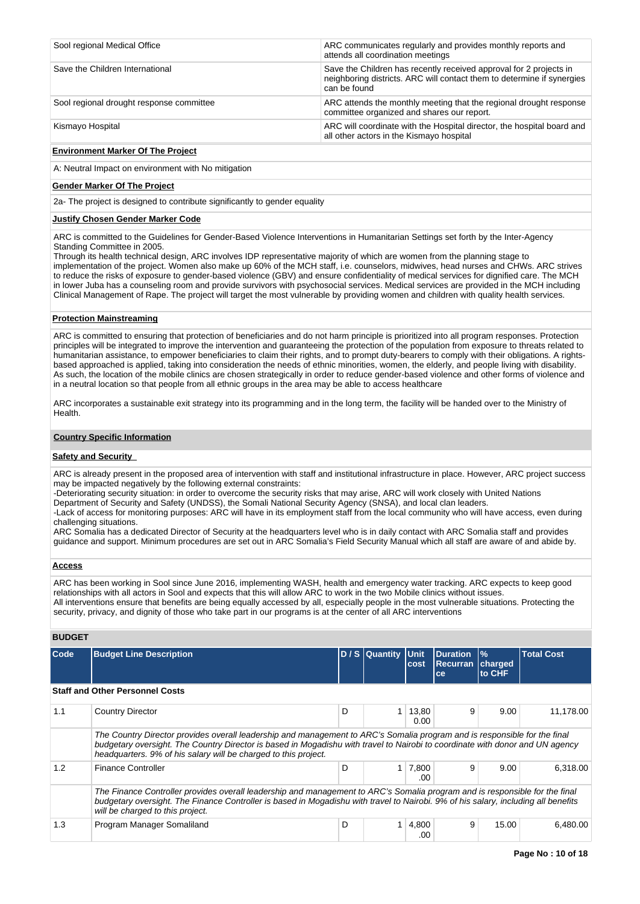| | |
|---|---|
| Sool regional Medical Office | ARC communicates regularly and provides monthly reports and attends all coordination meetings |
| Save the Children International | Save the Children has recently received approval for 2 projects in neighboring districts. ARC will contact them to determine if synergies can be found |
| Sool regional drought response committee | ARC attends the monthly meeting that the regional drought response committee organized and shares our report. |
| Kismayo Hospital | ARC will coordinate with the Hospital director, the hospital board and all other actors in the Kismayo hospital |

**Environment Marker Of The Project**

A: Neutral Impact on environment with No mitigation

**Gender Marker Of The Project**

2a- The project is designed to contribute significantly to gender equality

**Justify Chosen Gender Marker Code**

ARC is committed to the Guidelines for Gender-Based Violence Interventions in Humanitarian Settings set forth by the Inter-Agency Standing Committee in 2005.
Through its health technical design, ARC involves IDP representative majority of which are women from the planning stage to implementation of the project. Women also make up 60% of the MCH staff, i.e. counselors, midwives, head nurses and CHWs. ARC strives to reduce the risks of exposure to gender-based violence (GBV) and ensure confidentiality of medical services for dignified care. The MCH in lower Juba has a counseling room and provide survivors with psychosocial services. Medical services are provided in the MCH including Clinical Management of Rape. The project will target the most vulnerable by providing women and children with quality health services.

**Protection Mainstreaming**

ARC is committed to ensuring that protection of beneficiaries and do not harm principle is prioritized into all program responses. Protection principles will be integrated to improve the intervention and guaranteeing the protection of the population from exposure to threats related to humanitarian assistance, to empower beneficiaries to claim their rights, and to prompt duty-bearers to comply with their obligations. A rights-based approached is applied, taking into consideration the needs of ethnic minorities, women, the elderly, and people living with disability. As such, the location of the mobile clinics are chosen strategically in order to reduce gender-based violence and other forms of violence and in a neutral location so that people from all ethnic groups in the area may be able to access healthcare

ARC incorporates a sustainable exit strategy into its programming and in the long term, the facility will be handed over to the Ministry of Health.

**Country Specific Information**

**Safety and Security**

ARC is already present in the proposed area of intervention with staff and institutional infrastructure in place. However, ARC project success may be impacted negatively by the following external constraints:
-Deteriorating security situation: in order to overcome the security risks that may arise, ARC will work closely with United Nations Department of Security and Safety (UNDSS), the Somali National Security Agency (SNSA), and local clan leaders.
-Lack of access for monitoring purposes: ARC will have in its employment staff from the local community who will have access, even during challenging situations.
ARC Somalia has a dedicated Director of Security at the headquarters level who is in daily contact with ARC Somalia staff and provides guidance and support. Minimum procedures are set out in ARC Somalia's Field Security Manual which all staff are aware of and abide by.

**Access**

ARC has been working in Sool since June 2016, implementing WASH, health and emergency water tracking. ARC expects to keep good relationships with all actors in Sool and expects that this will allow ARC to work in the two Mobile clinics without issues.
All interventions ensure that benefits are being equally accessed by all, especially people in the most vulnerable situations. Protecting the security, privacy, and dignity of those who take part in our programs is at the center of all ARC interventions

**BUDGET**

| Code | Budget Line Description | D / S | Quantity | Unit cost | Duration Recurrance | % charged to CHF | Total Cost |
|---|---|---|---|---|---|---|---|
| **Staff and Other Personnel Costs** | | | | | | | |
| 1.1 | Country Director | D | 1 | 13,800.00 | 9 | 9.00 | 11,178.00 |
| | *The Country Director provides overall leadership and management to ARC's Somalia program and is responsible for the final budgetary oversight. The Country Director is based in Mogadishu with travel to Nairobi to coordinate with donor and UN agency headquarters. 9% of his salary will be charged to this project.* | | | | | | |
| 1.2 | Finance Controller | D | 1 | 7,800.00 | 9 | 9.00 | 6,318.00 |
| | *The Finance Controller provides overall leadership and management to ARC's Somalia program and is responsible for the final budgetary oversight. The Finance Controller is based in Mogadishu with travel to Nairobi. 9% of his salary, including all benefits will be charged to this project.* | | | | | | |
| 1.3 | Program Manager Somaliland | D | 1 | 4,800.00 | 9 | 15.00 | 6,480.00 |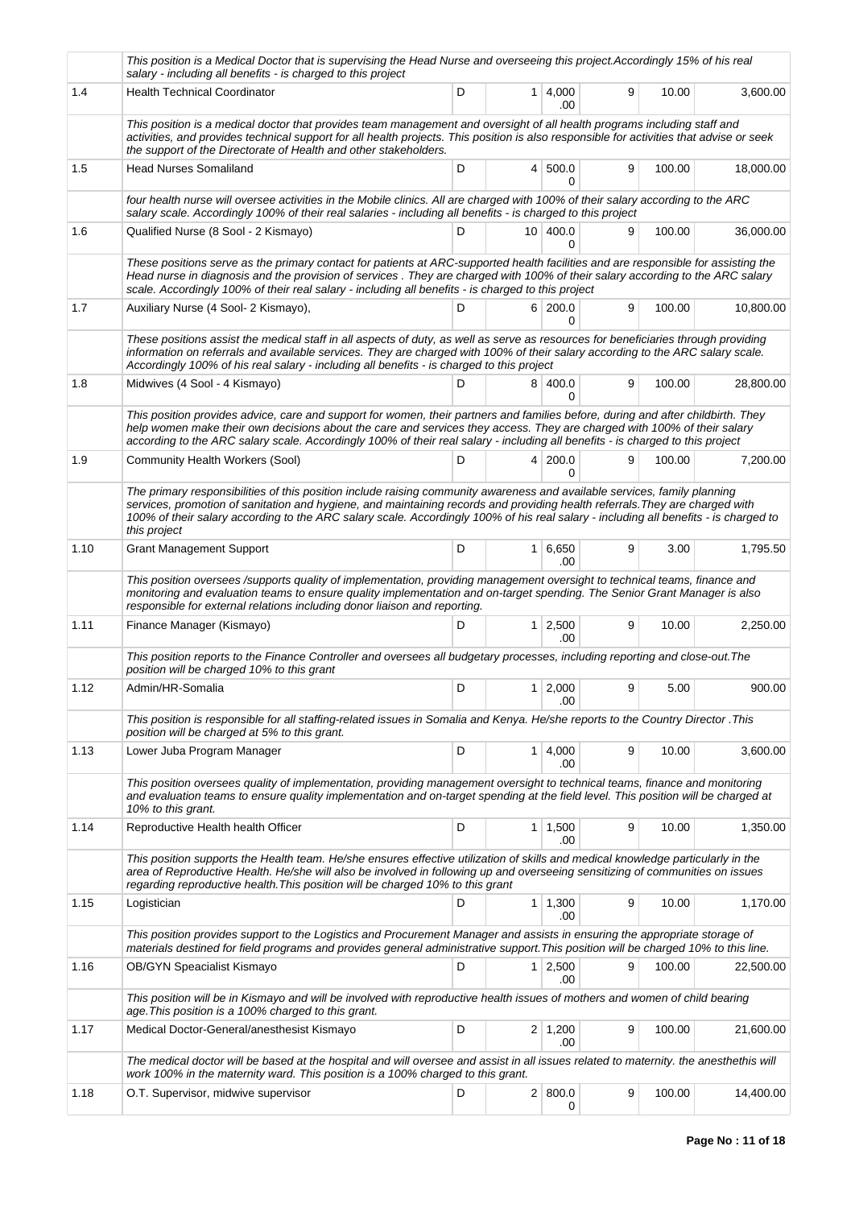| | | | | | | | |
|---|---|---|---|---|---|---|---|
| | *This position is a Medical Doctor that is supervising the Head Nurse and overseeing this project.Accordingly 15% of his real salary - including all benefits - is charged to this project* | | | | | | |
| 1.4 | Health Technical Coordinator | D | 1 | 4,000.00 | 9 | 10.00 | 3,600.00 |
| | *This position is a medical doctor that provides team management and oversight of all health programs including staff and activities, and provides technical support for all health projects. This position is also responsible for activities that advise or seek the support of the Directorate of Health and other stakeholders.* | | | | | | |
| 1.5 | Head Nurses Somaliland | D | 4 | 500.00 | 9 | 100.00 | 18,000.00 |
| | *four health nurse will oversee activities in the Mobile clinics. All are charged with 100% of their salary according to the ARC salary scale. Accordingly 100% of their real salaries - including all benefits - is charged to this project* | | | | | | |
| 1.6 | Qualified Nurse (8 Sool - 2 Kismayo) | D | 10 | 400.00 | 9 | 100.00 | 36,000.00 |
| | *These positions serve as the primary contact for patients at ARC-supported health facilities and are responsible for assisting the Head nurse in diagnosis and the provision of services . They are charged with 100% of their salary according to the ARC salary scale. Accordingly 100% of their real salary - including all benefits - is charged to this project* | | | | | | |
| 1.7 | Auxiliary Nurse (4 Sool- 2 Kismayo), | D | 6 | 200.00 | 9 | 100.00 | 10,800.00 |
| | *These positions assist the medical staff in all aspects of duty, as well as serve as resources for beneficiaries through providing information on referrals and available services. They are charged with 100% of their salary according to the ARC salary scale. Accordingly 100% of his real salary - including all benefits - is charged to this project* | | | | | | |
| 1.8 | Midwives (4 Sool - 4 Kismayo) | D | 8 | 400.00 | 9 | 100.00 | 28,800.00 |
| | *This position provides advice, care and support for women, their partners and families before, during and after childbirth. They help women make their own decisions about the care and services they access. They are charged with 100% of their salary according to the ARC salary scale. Accordingly 100% of their real salary - including all benefits - is charged to this project* | | | | | | |
| 1.9 | Community Health Workers (Sool) | D | 4 | 200.00 | 9 | 100.00 | 7,200.00 |
| | *The primary responsibilities of this position include raising community awareness and available services, family planning services, promotion of sanitation and hygiene, and maintaining records and providing health referrals.They are charged with 100% of their salary according to the ARC salary scale. Accordingly 100% of his real salary - including all benefits - is charged to this project* | | | | | | |
| 1.10 | Grant Management Support | D | 1 | 6,650.00 | 9 | 3.00 | 1,795.50 |
| | *This position oversees /supports quality of implementation, providing management oversight to technical teams, finance and monitoring and evaluation teams to ensure quality implementation and on-target spending. The Senior Grant Manager is also responsible for external relations including donor liaison and reporting.* | | | | | | |
| 1.11 | Finance Manager (Kismayo) | D | 1 | 2,500.00 | 9 | 10.00 | 2,250.00 |
| | *This position reports to the Finance Controller and oversees all budgetary processes, including reporting and close-out.The position will be charged 10% to this grant* | | | | | | |
| 1.12 | Admin/HR-Somalia | D | 1 | 2,000.00 | 9 | 5.00 | 900.00 |
| | *This position is responsible for all staffing-related issues in Somalia and Kenya. He/she reports to the Country Director .This position will be charged at 5% to this grant.* | | | | | | |
| 1.13 | Lower Juba Program Manager | D | 1 | 4,000.00 | 9 | 10.00 | 3,600.00 |
| | *This position oversees quality of implementation, providing management oversight to technical teams, finance and monitoring and evaluation teams to ensure quality implementation and on-target spending at the field level. This position will be charged at 10% to this grant.* | | | | | | |
| 1.14 | Reproductive Health health Officer | D | 1 | 1,500.00 | 9 | 10.00 | 1,350.00 |
| | *This position supports the Health team. He/she ensures effective utilization of skills and medical knowledge particularly in the area of Reproductive Health. He/she will also be involved in following up and overseeing sensitizing of communities on issues regarding reproductive health.This position will be charged 10% to this grant* | | | | | | |
| 1.15 | Logistician | D | 1 | 1,300.00 | 9 | 10.00 | 1,170.00 |
| | *This position provides support to the Logistics and Procurement Manager and assists in ensuring the appropriate storage of materials destined for field programs and provides general administrative support.This position will be charged 10% to this line.* | | | | | | |
| 1.16 | OB/GYN Speacialist Kismayo | D | 1 | 2,500.00 | 9 | 100.00 | 22,500.00 |
| | *This position will be in Kismayo and will be involved with reproductive health issues of mothers and women of child bearing age.This position is a 100% charged to this grant.* | | | | | | |
| 1.17 | Medical Doctor-General/anesthesist Kismayo | D | 2 | 1,200.00 | 9 | 100.00 | 21,600.00 |
| | *The medical doctor will be based at the hospital and will oversee and assist in all issues related to maternity. the anesthethis will work 100% in the maternity ward. This position is a 100% charged to this grant.* | | | | | | |
| 1.18 | O.T. Supervisor, midwive supervisor | D | 2 | 800.00 | 9 | 100.00 | 14,400.00 |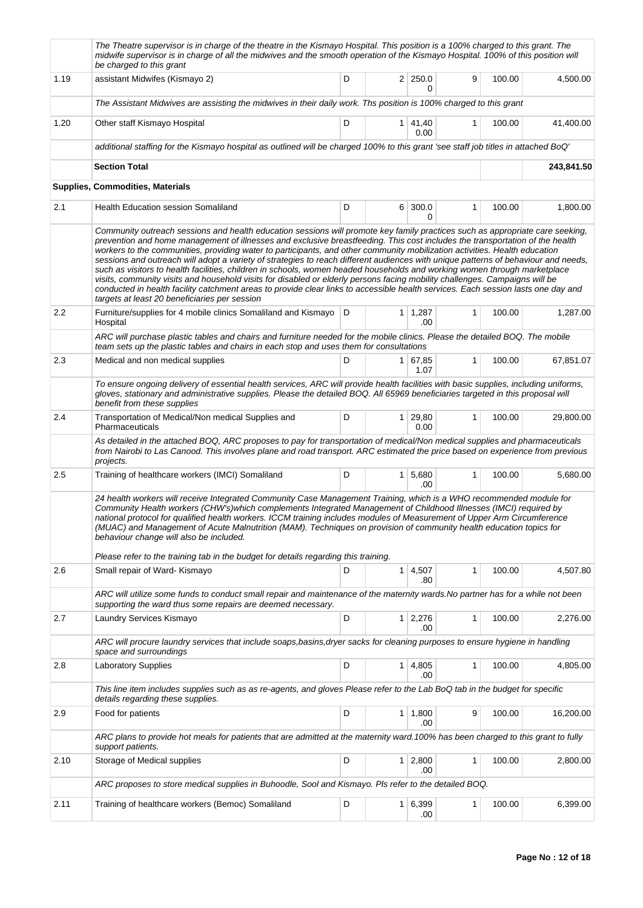| | | | | | | | |
|---|---|---|---|---|---|---|---|
| | *The Theatre supervisor is in charge of the theatre in the Kismayo Hospital. This position is a 100% charged to this grant. The midwife supervisor is in charge of all the midwives and the smooth operation of the Kismayo Hospital. 100% of this position will be charged to this grant* | | | | | | |
| 1.19 | assistant Midwifes (Kismayo 2) | D | 2 | 250.00 | 9 | 100.00 | 4,500.00 |
| | *The Assistant Midwives are assisting the midwives in their daily work. Ths position is 100% charged to this grant* | | | | | | |
| 1.20 | Other staff Kismayo Hospital | D | 1 | 41,400.00 | 1 | 100.00 | 41,400.00 |
| | *additional staffing for the Kismayo hospital as outlined will be charged 100% to this grant 'see staff job titles in attached BoQ'* | | | | | | |
| | **Section Total** | | | | | | **243,841.50** |
| | **Supplies, Commodities, Materials** | | | | | | |
| 2.1 | Health Education session Somaliland | D | 6 | 300.00 | 1 | 100.00 | 1,800.00 |
| | *Community outreach sessions and health education sessions will promote key family practices such as appropriate care seeking, prevention and home management of illnesses and exclusive breastfeeding. This cost includes the transportation of the health workers to the communities, providing water to participants, and other community mobilization activities. Health education sessions and outreach will adopt a variety of strategies to reach different audiences with unique patterns of behaviour and needs, such as visitors to health facilities, children in schools, women headed households and working women through marketplace visits, community visits and household visits for disabled or elderly persons facing mobility challenges. Campaigns will be conducted in health facility catchment areas to provide clear links to accessible health services. Each session lasts one day and targets at least 20 beneficiaries per session* | | | | | | |
| 2.2 | Furniture/supplies for 4 mobile clinics Somaliland and Kismayo Hospital | D | 1 | 1,287.00 | 1 | 100.00 | 1,287.00 |
| | *ARC will purchase plastic tables and chairs and furniture needed for the mobile clinics. Please the detailed BOQ. The mobile team sets up the plastic tables and chairs in each stop and uses them for consultations* | | | | | | |
| 2.3 | Medical and non medical supplies | D | 1 | 67,851.07 | 1 | 100.00 | 67,851.07 |
| | *To ensure ongoing delivery of essential health services, ARC will provide health facilities with basic supplies, including uniforms, gloves, stationary and administrative supplies. Please the detailed BOQ. All 65969 beneficiaries targeted in this proposal will benefit from these supplies* | | | | | | |
| 2.4 | Transportation of Medical/Non medical Supplies and Pharmaceuticals | D | 1 | 29,800.00 | 1 | 100.00 | 29,800.00 |
| | *As detailed in the attached BOQ, ARC proposes to pay for transportation of medical/Non medical supplies and pharmaceuticals from Nairobi to Las Canood. This involves plane and road transport. ARC estimated the price based on experience from previous projects.* | | | | | | |
| 2.5 | Training of healthcare workers (IMCI) Somaliland | D | 1 | 5,680.00 | 1 | 100.00 | 5,680.00 |
| | *24 health workers will receive Integrated Community Case Management Training, which is a WHO recommended module for Community Health workers (CHW's)which complements Integrated Management of Childhood Illnesses (IMCI) required by national protocol for qualified health workers. ICCM training includes modules of Measurement of Upper Arm Circumference (MUAC) and Management of Acute Malnutrition (MAM). Techniques on provision of community health education topics for behaviour change will also be included.* <br><br> *Please refer to the training tab in the budget for details regarding this training.* | | | | | | |
| 2.6 | Small repair of Ward- Kismayo | D | 1 | 4,507.80 | 1 | 100.00 | 4,507.80 |
| | *ARC will utilize some funds to conduct small repair and maintenance of the maternity wards.No partner has for a while not been supporting the ward thus some repairs are deemed necessary.* | | | | | | |
| 2.7 | Laundry Services Kismayo | D | 1 | 2,276.00 | 1 | 100.00 | 2,276.00 |
| | *ARC will procure laundry services that include soaps,basins,dryer sacks for cleaning purposes to ensure hygiene in handling space and surroundings* | | | | | | |
| 2.8 | Laboratory Supplies | D | 1 | 4,805.00 | 1 | 100.00 | 4,805.00 |
| | *This line item includes supplies such as as re-agents, and gloves Please refer to the Lab BoQ tab in the budget for specific details regarding these supplies.* | | | | | | |
| 2.9 | Food for patients | D | 1 | 1,800.00 | 9 | 100.00 | 16,200.00 |
| | *ARC plans to provide hot meals for patients that are admitted at the maternity ward.100% has been charged to this grant to fully support patients.* | | | | | | |
| 2.10 | Storage of Medical supplies | D | 1 | 2,800.00 | 1 | 100.00 | 2,800.00 |
| | *ARC proposes to store medical supplies in Buhoodle, Sool and Kismayo. Pls refer to the detailed BOQ.* | | | | | | |
| 2.11 | Training of healthcare workers (Bemoc) Somaliland | D | 1 | 6,399.00 | 1 | 100.00 | 6,399.00 |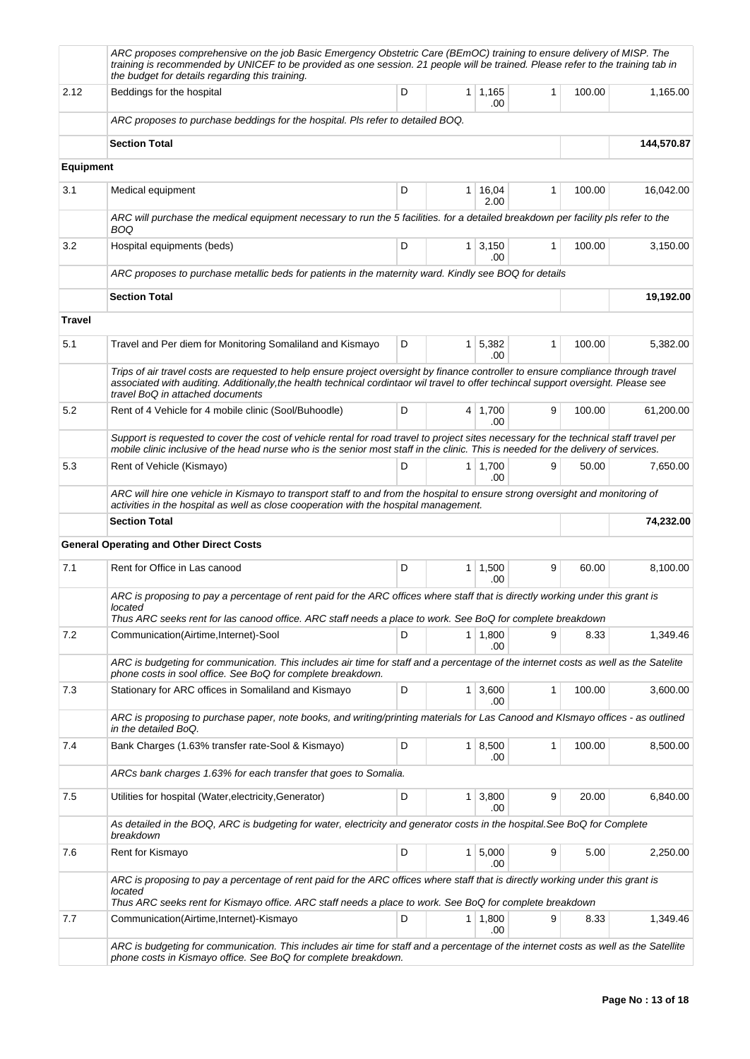| | | | | | | | |
|---|---|---|---|---|---|---|---|
| | *ARC proposes comprehensive on the job Basic Emergency Obstetric Care (BEmOC) training to ensure delivery of MISP. The training is recommended by UNICEF to be provided as one session. 21 people will be trained. Please refer to the training tab in the budget for details regarding this training.* | | | | | | |
| 2.12 | Beddings for the hospital | D | 1 | 1,165.00 | 1 | 100.00 | 1,165.00 |
| | *ARC proposes to purchase beddings for the hospital. Pls refer to detailed BOQ.* | | | | | | |
| | **Section Total** | | | | | | **144,570.87** |
| **Equipment** | | | | | | | |
| 3.1 | Medical equipment | D | 1 | 16,042.00 | 1 | 100.00 | 16,042.00 |
| | *ARC will purchase the medical equipment necessary to run the 5 facilities. for a detailed breakdown per facility pls refer to the BOQ* | | | | | | |
| 3.2 | Hospital equipments (beds) | D | 1 | 3,150.00 | 1 | 100.00 | 3,150.00 |
| | *ARC proposes to purchase metallic beds for patients in the maternity ward. Kindly see BOQ for details* | | | | | | |
| | **Section Total** | | | | | | **19,192.00** |
| **Travel** | | | | | | | |
| 5.1 | Travel and Per diem for Monitoring Somaliland and Kismayo | D | 1 | 5,382.00 | 1 | 100.00 | 5,382.00 |
| | *Trips of air travel costs are requested to help ensure project oversight by finance controller to ensure compliance through travel associated with auditing. Additionally,the health technical cordintaor wil travel to offer techincal support oversight. Please see travel BoQ in attached documents* | | | | | | |
| 5.2 | Rent of 4 Vehicle for 4 mobile clinic (Sool/Buhoodle) | D | 4 | 1,700.00 | 9 | 100.00 | 61,200.00 |
| | *Support is requested to cover the cost of vehicle rental for road travel to project sites necessary for the technical staff travel per mobile clinic inclusive of the head nurse who is the senior most staff in the clinic. This is needed for the delivery of services.* | | | | | | |
| 5.3 | Rent of Vehicle (Kismayo) | D | 1 | 1,700.00 | 9 | 50.00 | 7,650.00 |
| | *ARC will hire one vehicle in Kismayo to transport staff to and from the hospital to ensure strong oversight and monitoring of activities in the hospital as well as close cooperation with the hospital management.* | | | | | | |
| | **Section Total** | | | | | | **74,232.00** |
| | **General Operating and Other Direct Costs** | | | | | | |
| 7.1 | Rent for Office in Las canood | D | 1 | 1,500.00 | 9 | 60.00 | 8,100.00 |
| | *ARC is proposing to pay a percentage of rent paid for the ARC offices where staff that is directly working under this grant is located Thus ARC seeks rent for las canood office. ARC staff needs a place to work. See BoQ for complete breakdown* | | | | | | |
| 7.2 | Communication(Airtime,Internet)-Sool | D | 1 | 1,800.00 | 9 | 8.33 | 1,349.46 |
| | *ARC is budgeting for communication. This includes air time for staff and a percentage of the internet costs as well as the Satelite phone costs in sool office. See BoQ for complete breakdown.* | | | | | | |
| 7.3 | Stationary for ARC offices in Somaliland and Kismayo | D | 1 | 3,600.00 | 1 | 100.00 | 3,600.00 |
| | *ARC is proposing to purchase paper, note books, and writing/printing materials for Las Canood and KIsmayo offices - as outlined in the detailed BoQ.* | | | | | | |
| 7.4 | Bank Charges (1.63% transfer rate-Sool & Kismayo) | D | 1 | 8,500.00 | 1 | 100.00 | 8,500.00 |
| | *ARCs bank charges 1.63% for each transfer that goes to Somalia.* | | | | | | |
| 7.5 | Utilities for hospital (Water,electricity,Generator) | D | 1 | 3,800.00 | 9 | 20.00 | 6,840.00 |
| | *As detailed in the BOQ, ARC is budgeting for water, electricity and generator costs in the hospital.See BoQ for Complete breakdown* | | | | | | |
| 7.6 | Rent for Kismayo | D | 1 | 5,000.00 | 9 | 5.00 | 2,250.00 |
| | *ARC is proposing to pay a percentage of rent paid for the ARC offices where staff that is directly working under this grant is located Thus ARC seeks rent for Kismayo office. ARC staff needs a place to work. See BoQ for complete breakdown* | | | | | | |
| 7.7 | Communication(Airtime,Internet)-Kismayo | D | 1 | 1,800.00 | 9 | 8.33 | 1,349.46 |
| | *ARC is budgeting for communication. This includes air time for staff and a percentage of the internet costs as well as the Satellite phone costs in Kismayo office. See BoQ for complete breakdown.* | | | | | | |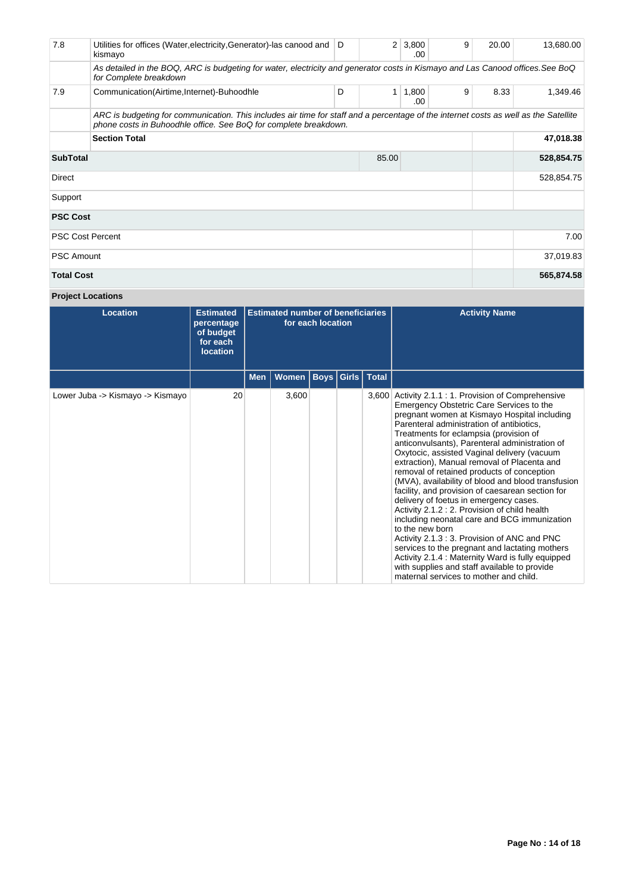| | | | | | | | |
|---|---|---|---|---|---|---|---|
| 7.8 | Utilities for offices (Water,electricity,Generator)-las canood and kismayo | D | 2 | 3,800.00 | 9 | 20.00 | 13,680.00 |
| | *As detailed in the BOQ, ARC is budgeting for water, electricity and generator costs in Kismayo and Las Canood offices.See BoQ for Complete breakdown* | | | | | | |
| 7.9 | Communication(Airtime,Internet)-Buhoodhle | D | 1 | 1,800.00 | 9 | 8.33 | 1,349.46 |
| | *ARC is budgeting for communication. This includes air time for staff and a percentage of the internet costs as well as the Satellite phone costs in Buhoodhle office. See BoQ for complete breakdown.* | | | | | | |
| | **Section Total** | | | | | | **47,018.38** |
| **SubTotal** | | | 85.00 | | | | **528,854.75** |
| Direct | | | | | | | 528,854.75 |
| Support | | | | | | | |
| **PSC Cost** | | | | | | | |
| PSC Cost Percent | | | | | | | 7.00 |
| PSC Amount | | | | | | | 37,019.83 |
| **Total Cost** | | | | | | | **565,874.58** |

**Project Locations**

| Location | Estimated percentage of budget for each location | Estimated number of beneficiaries for each location | | | | | Activity Name |
|---|---|---|---|---|---|---|---|
| | | Men | Women | Boys | Girls | Total | |
| Lower Juba -> Kismayo -> Kismayo | 20 | | 3,600 | | | 3,600 | Activity 2.1.1 : 1. Provision of Comprehensive Emergency Obstetric Care Services to the pregnant women at Kismayo Hospital including Parenteral administration of antibiotics, Treatments for eclampsia (provision of anticonvulsants), Parenteral administration of Oxytocic, assisted Vaginal delivery (vacuum extraction), Manual removal of Placenta and removal of retained products of conception (MVA), availability of blood and blood transfusion facility, and provision of caesarean section for delivery of foetus in emergency cases.<br>Activity 2.1.2 : 2. Provision of child health including neonatal care and BCG immunization to the new born<br>Activity 2.1.3 : 3. Provision of ANC and PNC services to the pregnant and lactating mothers<br>Activity 2.1.4 : Maternity Ward is fully equipped with supplies and staff available to provide maternal services to mother and child. |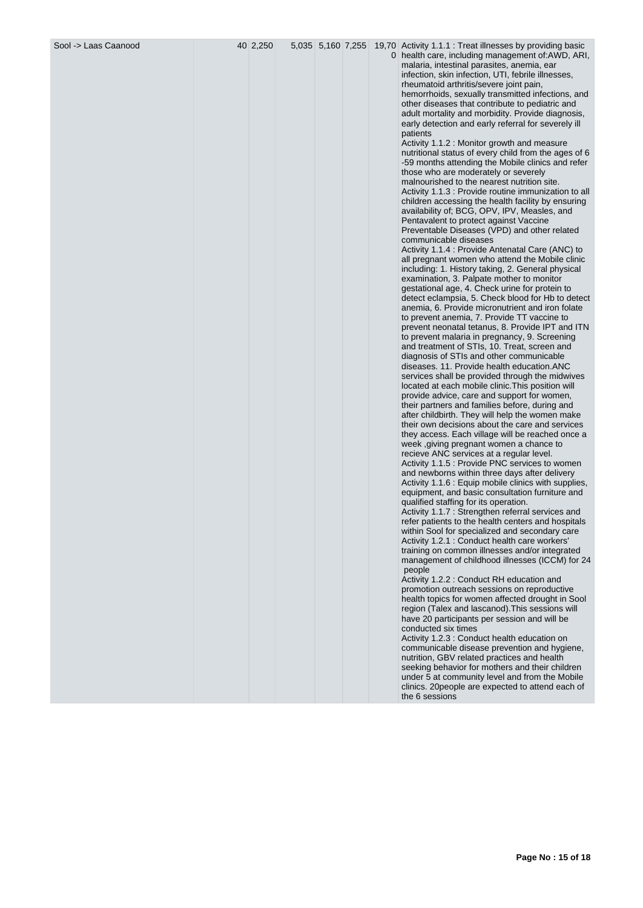| Sool -> Laas Caanood | | 40 | 2,250 | | 5,035 | 5,160 | 7,255 | 19,700 | Activity 1.1.1 : Treat illnesses by providing basic health care, including management of:AWD, ARI, malaria, intestinal parasites, anemia, ear infection, skin infection, UTI, febrile illnesses, rheumatoid arthritis/severe joint pain, hemorrhoids, sexually transmitted infections, and other diseases that contribute to pediatric and adult mortality and morbidity. Provide diagnosis, early detection and early referral for severely ill patients<br>Activity 1.1.2 : Monitor growth and measure nutritional status of every child from the ages of 6 -59 months attending the Mobile clinics and refer those who are moderately or severely malnourished to the nearest nutrition site.<br>Activity 1.1.3 : Provide routine immunization to all children accessing the health facility by ensuring availability of; BCG, OPV, IPV, Measles, and Pentavalent to protect against Vaccine Preventable Diseases (VPD) and other related communicable diseases<br>Activity 1.1.4 : Provide Antenatal Care (ANC) to all pregnant women who attend the Mobile clinic including: 1. History taking, 2. General physical examination, 3. Palpate mother to monitor gestational age, 4. Check urine for protein to detect eclampsia, 5. Check blood for Hb to detect anemia, 6. Provide micronutrient and iron folate to prevent anemia, 7. Provide TT vaccine to prevent neonatal tetanus, 8. Provide IPT and ITN to prevent malaria in pregnancy, 9. Screening and treatment of STIs, 10. Treat, screen and diagnosis of STIs and other communicable diseases. 11. Provide health education.ANC services shall be provided through the midwives located at each mobile clinic.This position will provide advice, care and support for women, their partners and families before, during and after childbirth. They will help the women make their own decisions about the care and services they access. Each village will be reached once a week ,giving pregnant women a chance to recieve ANC services at a regular level.<br>Activity 1.1.5 : Provide PNC services to women and newborns within three days after delivery<br>Activity 1.1.6 : Equip mobile clinics with supplies, equipment, and basic consultation furniture and qualified staffing for its operation.<br>Activity 1.1.7 : Strengthen referral services and refer patients to the health centers and hospitals within Sool for specialized and secondary care<br>Activity 1.2.1 : Conduct health care workers' training on common illnesses and/or integrated management of childhood illnesses (ICCM) for 24 people<br>Activity 1.2.2 : Conduct RH education and promotion outreach sessions on reproductive health topics for women affected drought in Sool region (Talex and lascanod).This sessions will have 20 participants per session and will be conducted six times<br>Activity 1.2.3 : Conduct health education on communicable disease prevention and hygiene, nutrition, GBV related practices and health seeking behavior for mothers and their children under 5 at community level and from the Mobile clinics. 20people are expected to attend each of the 6 sessions |
|---|---|---|---|---|---|---|---|---|---|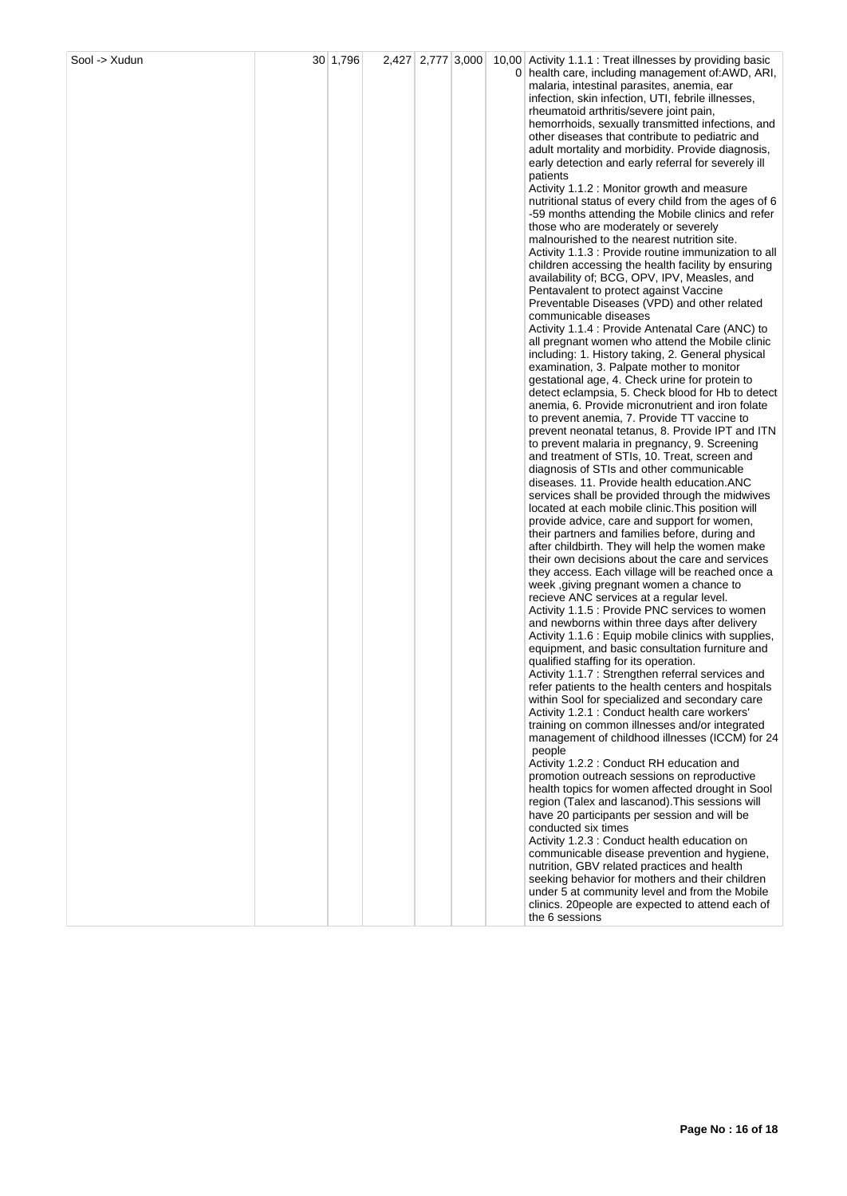| Sool -> Xudun | 30 | 1,796 | 2,427 | 2,777 | 3,000 | 10,000 | Activity 1.1.1 : Treat illnesses by providing basic health care, including management of:AWD, ARI, malaria, intestinal parasites, anemia, ear infection, skin infection, UTI, febrile illnesses, rheumatoid arthritis/severe joint pain, hemorrhoids, sexually transmitted infections, and other diseases that contribute to pediatric and adult mortality and morbidity. Provide diagnosis, early detection and early referral for severely ill patients<br>Activity 1.1.2 : Monitor growth and measure nutritional status of every child from the ages of 6 -59 months attending the Mobile clinics and refer those who are moderately or severely malnourished to the nearest nutrition site.<br>Activity 1.1.3 : Provide routine immunization to all children accessing the health facility by ensuring availability of; BCG, OPV, IPV, Measles, and Pentavalent to protect against Vaccine Preventable Diseases (VPD) and other related communicable diseases<br>Activity 1.1.4 : Provide Antenatal Care (ANC) to all pregnant women who attend the Mobile clinic including: 1. History taking, 2. General physical examination, 3. Palpate mother to monitor gestational age, 4. Check urine for protein to detect eclampsia, 5. Check blood for Hb to detect anemia, 6. Provide micronutrient and iron folate to prevent anemia, 7. Provide TT vaccine to prevent neonatal tetanus, 8. Provide IPT and ITN to prevent malaria in pregnancy, 9. Screening and treatment of STIs, 10. Treat, screen and diagnosis of STIs and other communicable diseases. 11. Provide health education.ANC services shall be provided through the midwives located at each mobile clinic.This position will provide advice, care and support for women, their partners and families before, during and after childbirth. They will help the women make their own decisions about the care and services they access. Each village will be reached once a week ,giving pregnant women a chance to recieve ANC services at a regular level.<br>Activity 1.1.5 : Provide PNC services to women and newborns within three days after delivery<br>Activity 1.1.6 : Equip mobile clinics with supplies, equipment, and basic consultation furniture and qualified staffing for its operation.<br>Activity 1.1.7 : Strengthen referral services and refer patients to the health centers and hospitals within Sool for specialized and secondary care<br>Activity 1.2.1 : Conduct health care workers' training on common illnesses and/or integrated management of childhood illnesses (ICCM) for 24 people<br>Activity 1.2.2 : Conduct RH education and promotion outreach sessions on reproductive health topics for women affected drought in Sool region (Talex and lascanod).This sessions will have 20 participants per session and will be conducted six times<br>Activity 1.2.3 : Conduct health education on communicable disease prevention and hygiene, nutrition, GBV related practices and health seeking behavior for mothers and their children under 5 at community level and from the Mobile clinics. 20people are expected to attend each of the 6 sessions |
|---|---|---|---|---|---|---|---|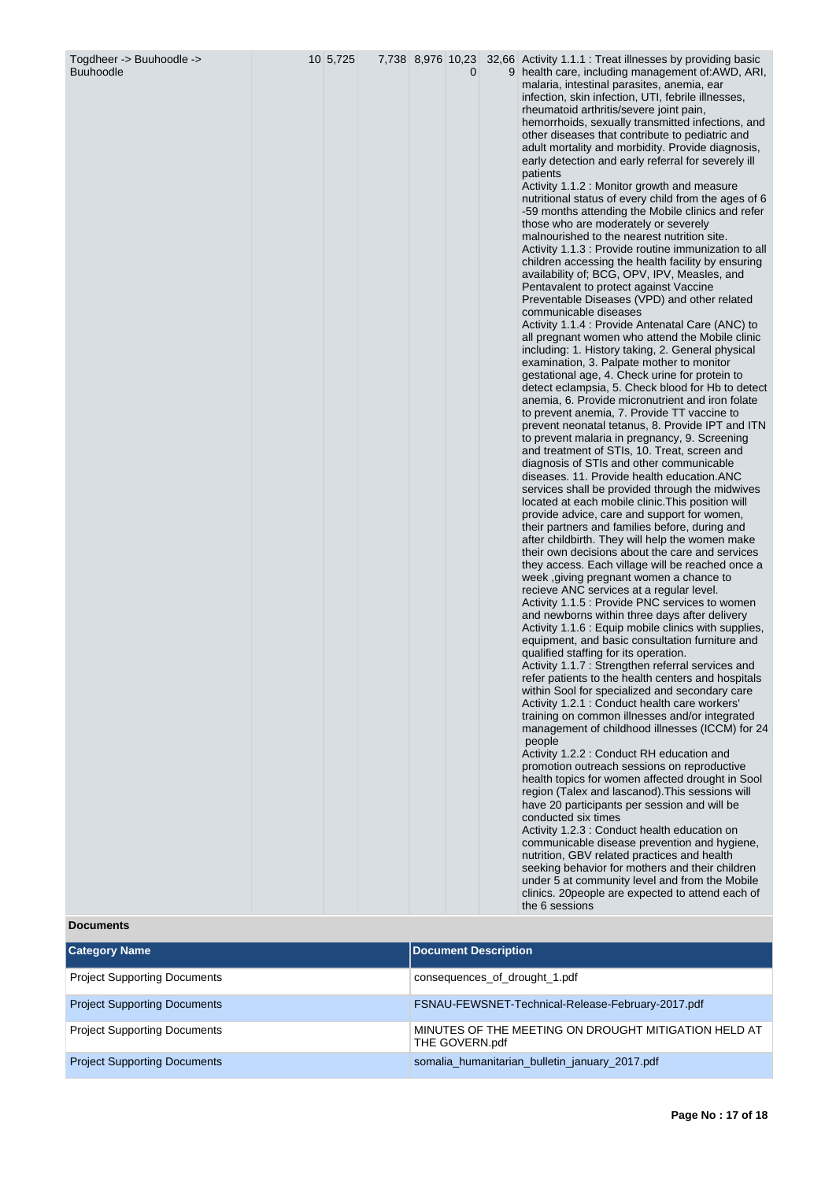| Togdheer -> Buuhoodle -> Buuhoodle | | 10 | 5,725 | 7,738 | 8,976 | 10,230 | 32,669 | Activity 1.1.1 : Treat illnesses by providing basic health care, including management of:AWD, ARI, malaria, intestinal parasites, anemia, ear infection, skin infection, UTI, febrile illnesses, rheumatoid arthritis/severe joint pain, hemorrhoids, sexually transmitted infections, and other diseases that contribute to pediatric and adult mortality and morbidity. Provide diagnosis, early detection and early referral for severely ill patients<br>Activity 1.1.2 : Monitor growth and measure nutritional status of every child from the ages of 6 -59 months attending the Mobile clinics and refer those who are moderately or severely malnourished to the nearest nutrition site.<br>Activity 1.1.3 : Provide routine immunization to all children accessing the health facility by ensuring availability of; BCG, OPV, IPV, Measles, and Pentavalent to protect against Vaccine Preventable Diseases (VPD) and other related communicable diseases<br>Activity 1.1.4 : Provide Antenatal Care (ANC) to all pregnant women who attend the Mobile clinic including: 1. History taking, 2. General physical examination, 3. Palpate mother to monitor gestational age, 4. Check urine for protein to detect eclampsia, 5. Check blood for Hb to detect anemia, 6. Provide micronutrient and iron folate to prevent anemia, 7. Provide TT vaccine to prevent neonatal tetanus, 8. Provide IPT and ITN to prevent malaria in pregnancy, 9. Screening and treatment of STIs, 10. Treat, screen and diagnosis of STIs and other communicable diseases. 11. Provide health education.ANC services shall be provided through the midwives located at each mobile clinic.This position will provide advice, care and support for women, their partners and families before, during and after childbirth. They will help the women make their own decisions about the care and services they access. Each village will be reached once a week ,giving pregnant women a chance to recieve ANC services at a regular level.<br>Activity 1.1.5 : Provide PNC services to women and newborns within three days after delivery<br>Activity 1.1.6 : Equip mobile clinics with supplies, equipment, and basic consultation furniture and qualified staffing for its operation.<br>Activity 1.1.7 : Strengthen referral services and refer patients to the health centers and hospitals within Sool for specialized and secondary care<br>Activity 1.2.1 : Conduct health care workers' training on common illnesses and/or integrated management of childhood illnesses (ICCM) for 24 people<br>Activity 1.2.2 : Conduct RH education and promotion outreach sessions on reproductive health topics for women affected drought in Sool region (Talex and lascanod).This sessions will have 20 participants per session and will be conducted six times<br>Activity 1.2.3 : Conduct health education on communicable disease prevention and hygiene, nutrition, GBV related practices and health seeking behavior for mothers and their children under 5 at community level and from the Mobile clinics. 20people are expected to attend each of the 6 sessions |

**Documents**

| Category Name | Document Description |
|---|---|
| Project Supporting Documents | consequences_of_drought_1.pdf |
| Project Supporting Documents | FSNAU-FEWSNET-Technical-Release-February-2017.pdf |
| Project Supporting Documents | MINUTES OF THE MEETING ON DROUGHT MITIGATION HELD AT THE GOVERN.pdf |
| Project Supporting Documents | somalia_humanitarian_bulletin_january_2017.pdf |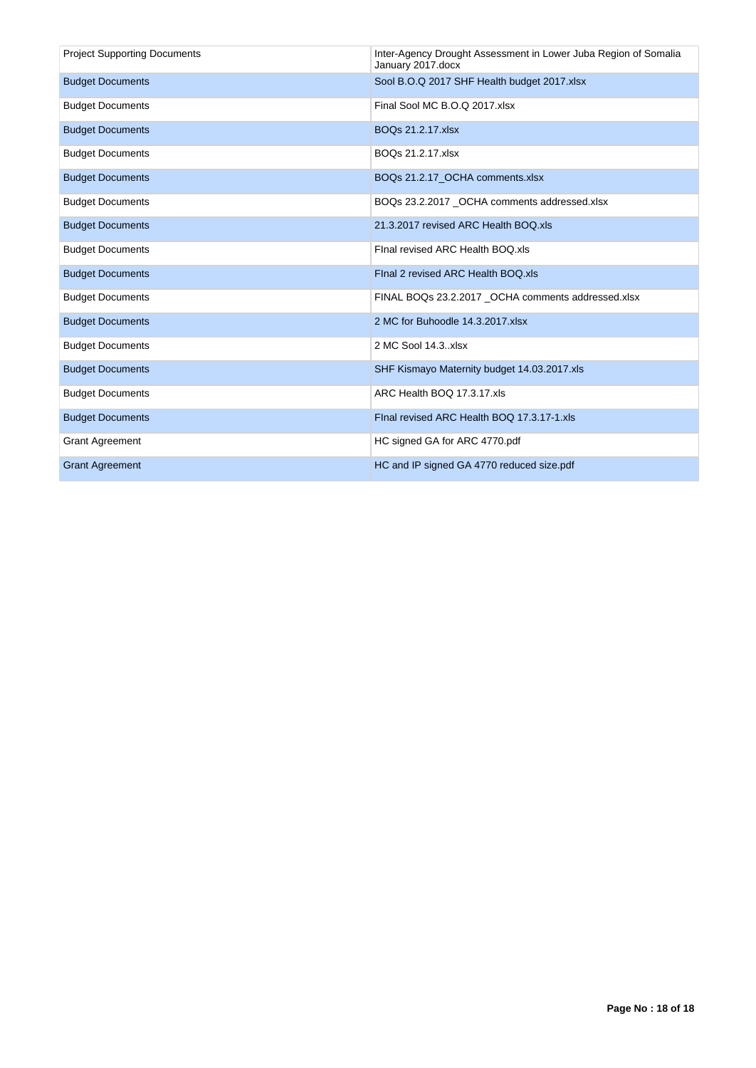| | |
|---|---|
| Project Supporting Documents | Inter-Agency Drought Assessment in Lower Juba Region of Somalia January 2017.docx |
| Budget Documents | Sool B.O.Q 2017 SHF Health budget 2017.xlsx |
| Budget Documents | Final Sool MC B.O.Q 2017.xlsx |
| Budget Documents | BOQs 21.2.17.xlsx |
| Budget Documents | BOQs 21.2.17.xlsx |
| Budget Documents | BOQs 21.2.17_OCHA comments.xlsx |
| Budget Documents | BOQs 23.2.2017 _OCHA comments addressed.xlsx |
| Budget Documents | 21.3.2017 revised ARC Health BOQ.xls |
| Budget Documents | FInal revised ARC Health BOQ.xls |
| Budget Documents | FInal 2 revised ARC Health BOQ.xls |
| Budget Documents | FINAL BOQs 23.2.2017 _OCHA comments addressed.xlsx |
| Budget Documents | 2 MC for Buhoodle 14.3.2017.xlsx |
| Budget Documents | 2 MC Sool 14.3..xlsx |
| Budget Documents | SHF Kismayo Maternity budget 14.03.2017.xls |
| Budget Documents | ARC Health BOQ 17.3.17.xls |
| Budget Documents | FInal revised ARC Health BOQ 17.3.17-1.xls |
| Grant Agreement | HC signed GA for ARC 4770.pdf |
| Grant Agreement | HC and IP signed GA 4770 reduced size.pdf |